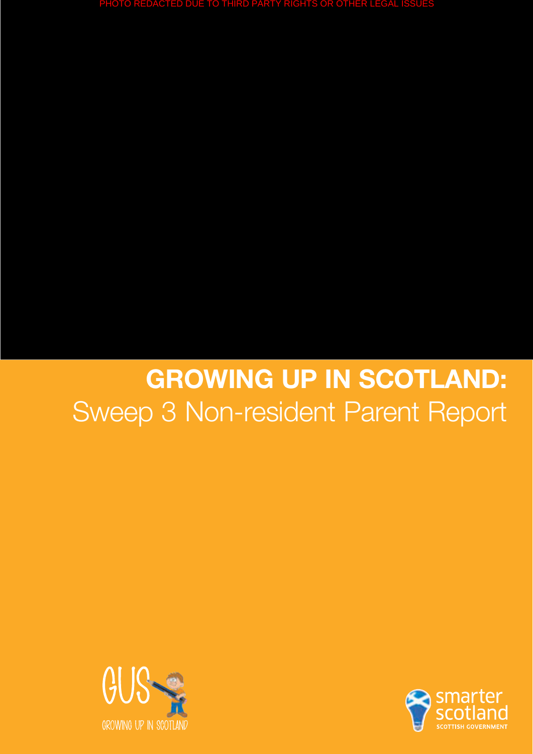PHOTO REDACTED DUE TO THIRD PARTY RIGHTS OR OTHER LEGAL ISSUES

# GROWING UP IN SCOTLAND:

## Sweep 3 Non-resident Parent Report

GUS GROWING UP IN SCOTLAND

smarter scotland SCOTTISH GOVERNMENT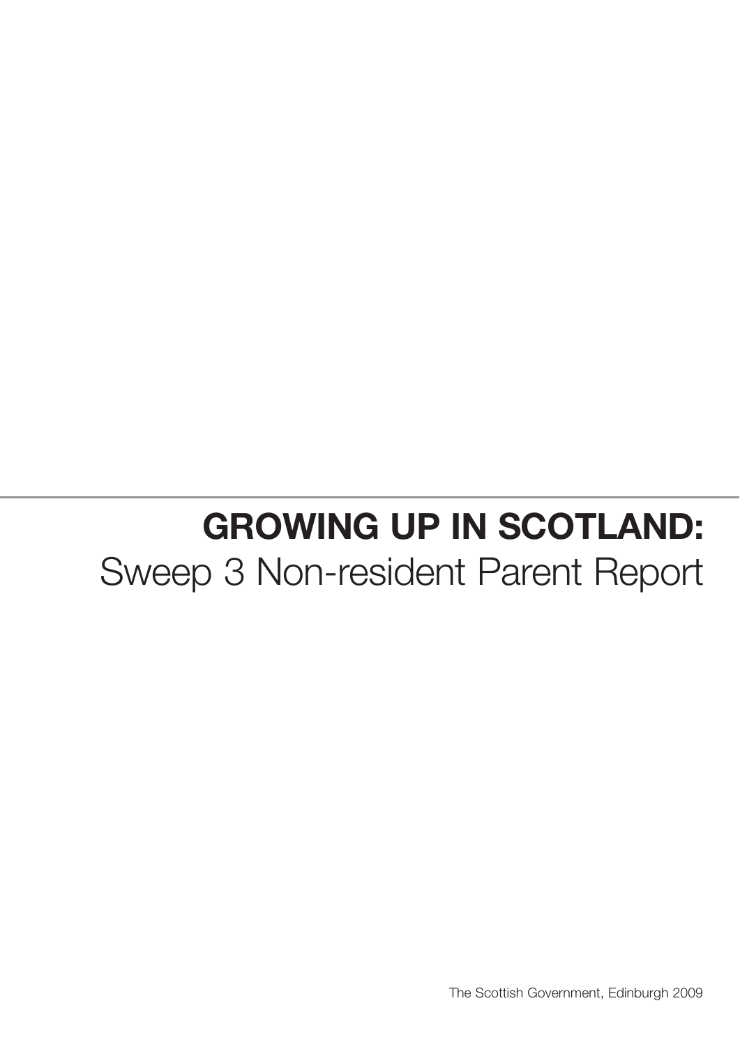# GROWING UP IN SCOTLAND:

Sweep 3 Non-resident Parent Report

The Scottish Government, Edinburgh 2009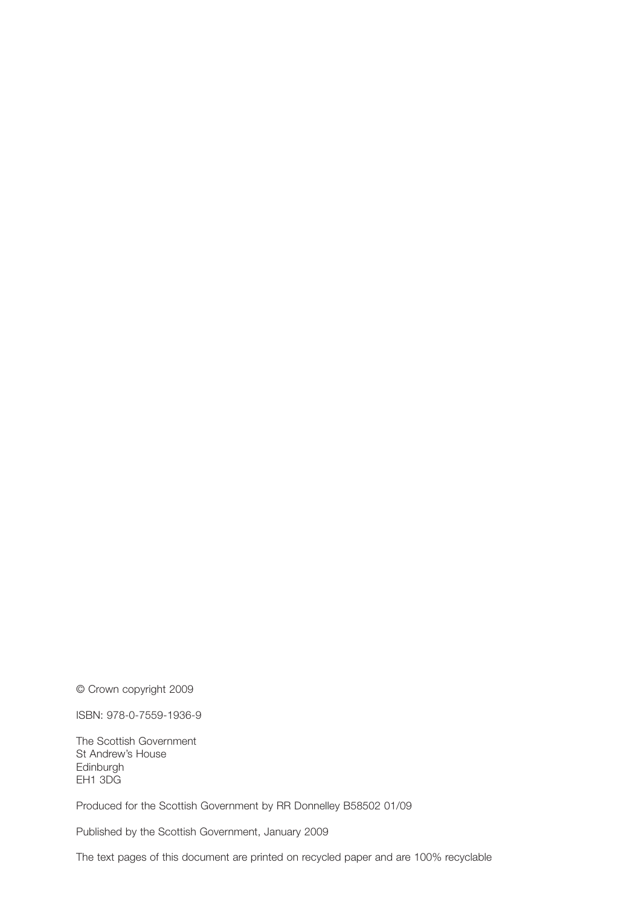© Crown copyright 2009

ISBN: 978-0-7559-1936-9

The Scottish Government
St Andrew's House
Edinburgh
EH1 3DG

Produced for the Scottish Government by RR Donnelley B58502 01/09

Published by the Scottish Government, January 2009

The text pages of this document are printed on recycled paper and are 100% recyclable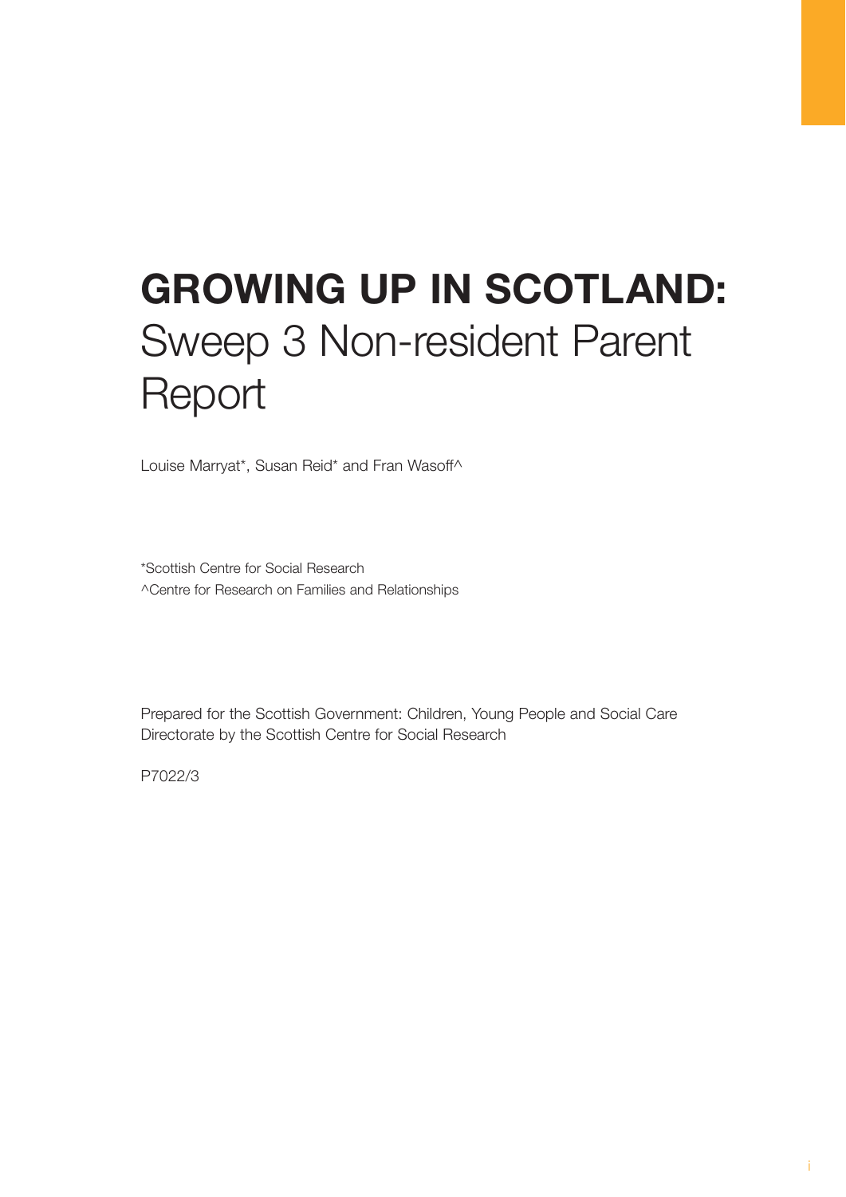# GROWING UP IN SCOTLAND:
Sweep 3 Non-resident Parent Report

Louise Marryat*, Susan Reid* and Fran Wasoff^

*Scottish Centre for Social Research
^Centre for Research on Families and Relationships

Prepared for the Scottish Government: Children, Young People and Social Care Directorate by the Scottish Centre for Social Research

P7022/3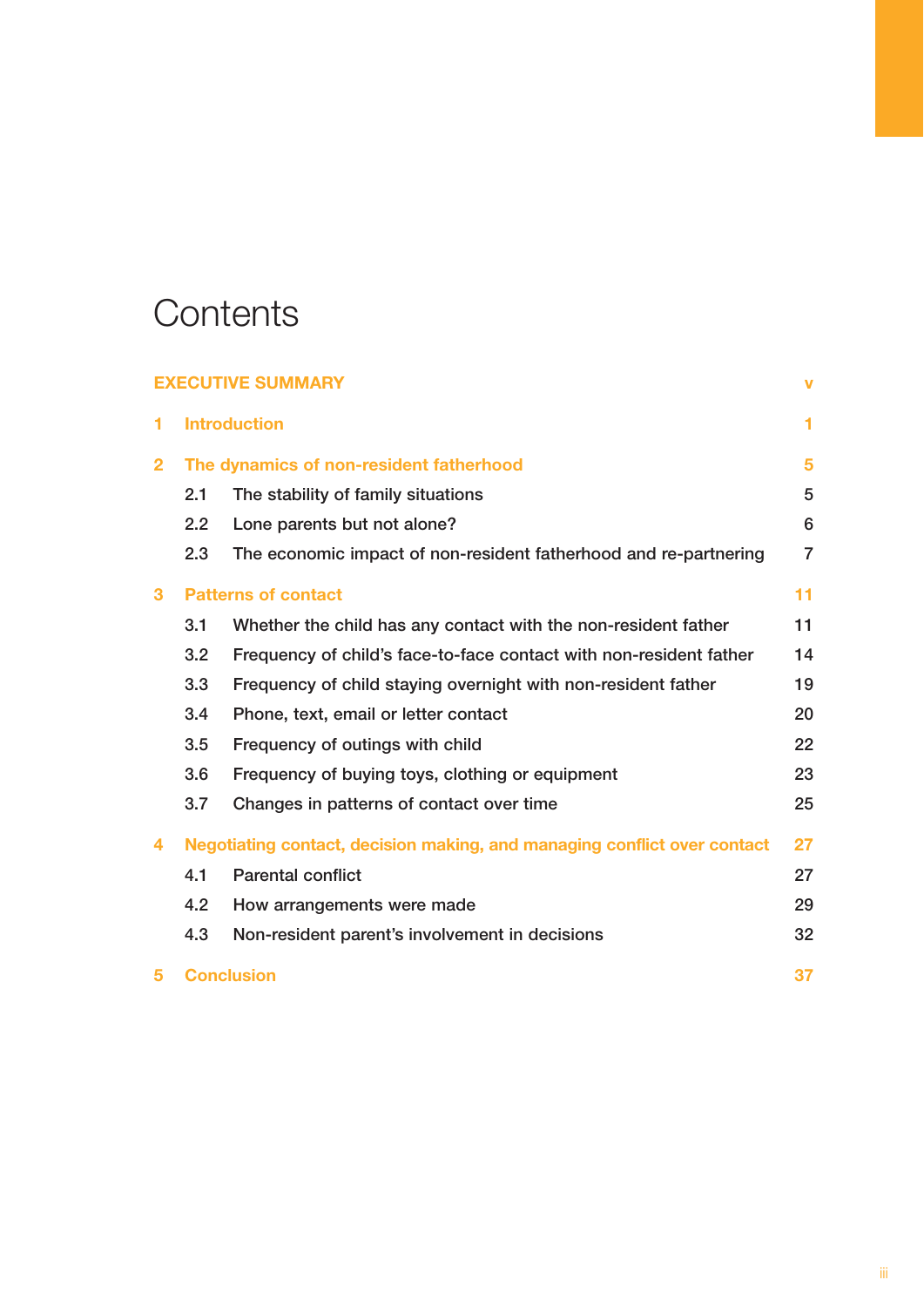# Contents

| | | |
|---|---|---|
| **EXECUTIVE SUMMARY** | | **v** |
| **1** | **Introduction** | **1** |
| **2** | **The dynamics of non-resident fatherhood** | **5** |
| 2.1 | The stability of family situations | 5 |
| 2.2 | Lone parents but not alone? | 6 |
| 2.3 | The economic impact of non-resident fatherhood and re-partnering | 7 |
| **3** | **Patterns of contact** | **11** |
| 3.1 | Whether the child has any contact with the non-resident father | 11 |
| 3.2 | Frequency of child's face-to-face contact with non-resident father | 14 |
| 3.3 | Frequency of child staying overnight with non-resident father | 19 |
| 3.4 | Phone, text, email or letter contact | 20 |
| 3.5 | Frequency of outings with child | 22 |
| 3.6 | Frequency of buying toys, clothing or equipment | 23 |
| 3.7 | Changes in patterns of contact over time | 25 |
| **4** | **Negotiating contact, decision making, and managing conflict over contact** | **27** |
| 4.1 | Parental conflict | 27 |
| 4.2 | How arrangements were made | 29 |
| 4.3 | Non-resident parent's involvement in decisions | 32 |
| **5** | **Conclusion** | **37** |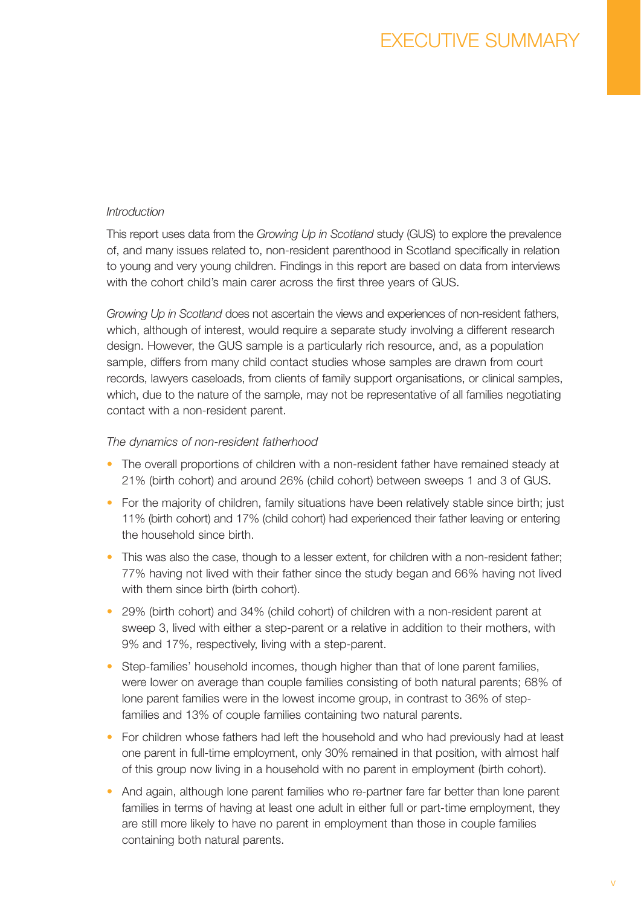# EXECUTIVE SUMMARY

*Introduction*

This report uses data from the *Growing Up in Scotland* study (GUS) to explore the prevalence of, and many issues related to, non-resident parenthood in Scotland specifically in relation to young and very young children. Findings in this report are based on data from interviews with the cohort child's main carer across the first three years of GUS.

*Growing Up in Scotland* does not ascertain the views and experiences of non-resident fathers, which, although of interest, would require a separate study involving a different research design. However, the GUS sample is a particularly rich resource, and, as a population sample, differs from many child contact studies whose samples are drawn from court records, lawyers caseloads, from clients of family support organisations, or clinical samples, which, due to the nature of the sample, may not be representative of all families negotiating contact with a non-resident parent.

*The dynamics of non-resident fatherhood*

- The overall proportions of children with a non-resident father have remained steady at 21% (birth cohort) and around 26% (child cohort) between sweeps 1 and 3 of GUS.
- For the majority of children, family situations have been relatively stable since birth; just 11% (birth cohort) and 17% (child cohort) had experienced their father leaving or entering the household since birth.
- This was also the case, though to a lesser extent, for children with a non-resident father; 77% having not lived with their father since the study began and 66% having not lived with them since birth (birth cohort).
- 29% (birth cohort) and 34% (child cohort) of children with a non-resident parent at sweep 3, lived with either a step-parent or a relative in addition to their mothers, with 9% and 17%, respectively, living with a step-parent.
- Step-families' household incomes, though higher than that of lone parent families, were lower on average than couple families consisting of both natural parents; 68% of lone parent families were in the lowest income group, in contrast to 36% of step-families and 13% of couple families containing two natural parents.
- For children whose fathers had left the household and who had previously had at least one parent in full-time employment, only 30% remained in that position, with almost half of this group now living in a household with no parent in employment (birth cohort).
- And again, although lone parent families who re-partner fare far better than lone parent families in terms of having at least one adult in either full or part-time employment, they are still more likely to have no parent in employment than those in couple families containing both natural parents.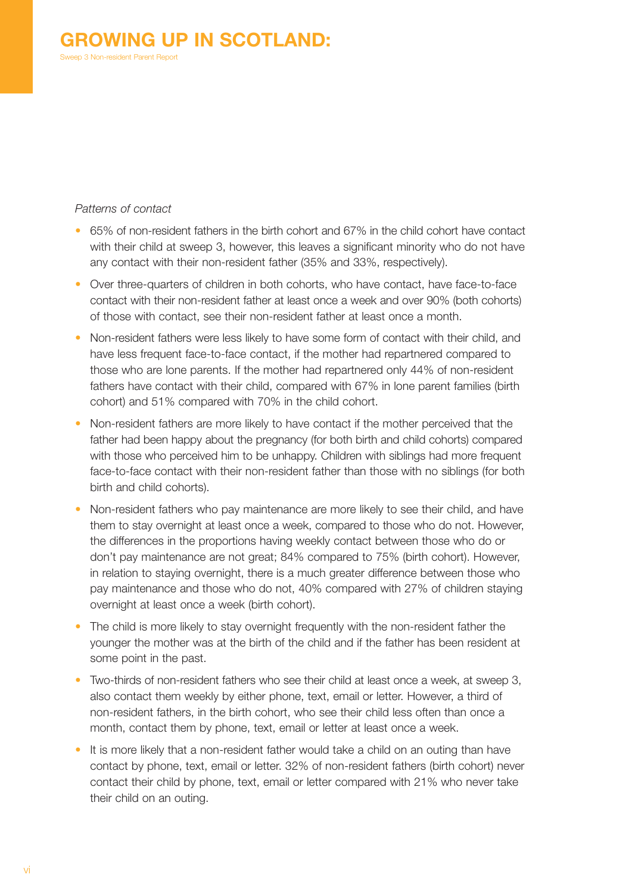*Patterns of contact*

- 65% of non-resident fathers in the birth cohort and 67% in the child cohort have contact with their child at sweep 3, however, this leaves a significant minority who do not have any contact with their non-resident father (35% and 33%, respectively).
- Over three-quarters of children in both cohorts, who have contact, have face-to-face contact with their non-resident father at least once a week and over 90% (both cohorts) of those with contact, see their non-resident father at least once a month.
- Non-resident fathers were less likely to have some form of contact with their child, and have less frequent face-to-face contact, if the mother had repartnered compared to those who are lone parents. If the mother had repartnered only 44% of non-resident fathers have contact with their child, compared with 67% in lone parent families (birth cohort) and 51% compared with 70% in the child cohort.
- Non-resident fathers are more likely to have contact if the mother perceived that the father had been happy about the pregnancy (for both birth and child cohorts) compared with those who perceived him to be unhappy. Children with siblings had more frequent face-to-face contact with their non-resident father than those with no siblings (for both birth and child cohorts).
- Non-resident fathers who pay maintenance are more likely to see their child, and have them to stay overnight at least once a week, compared to those who do not. However, the differences in the proportions having weekly contact between those who do or don't pay maintenance are not great; 84% compared to 75% (birth cohort). However, in relation to staying overnight, there is a much greater difference between those who pay maintenance and those who do not, 40% compared with 27% of children staying overnight at least once a week (birth cohort).
- The child is more likely to stay overnight frequently with the non-resident father the younger the mother was at the birth of the child and if the father has been resident at some point in the past.
- Two-thirds of non-resident fathers who see their child at least once a week, at sweep 3, also contact them weekly by either phone, text, email or letter. However, a third of non-resident fathers, in the birth cohort, who see their child less often than once a month, contact them by phone, text, email or letter at least once a week.
- It is more likely that a non-resident father would take a child on an outing than have contact by phone, text, email or letter. 32% of non-resident fathers (birth cohort) never contact their child by phone, text, email or letter compared with 21% who never take their child on an outing.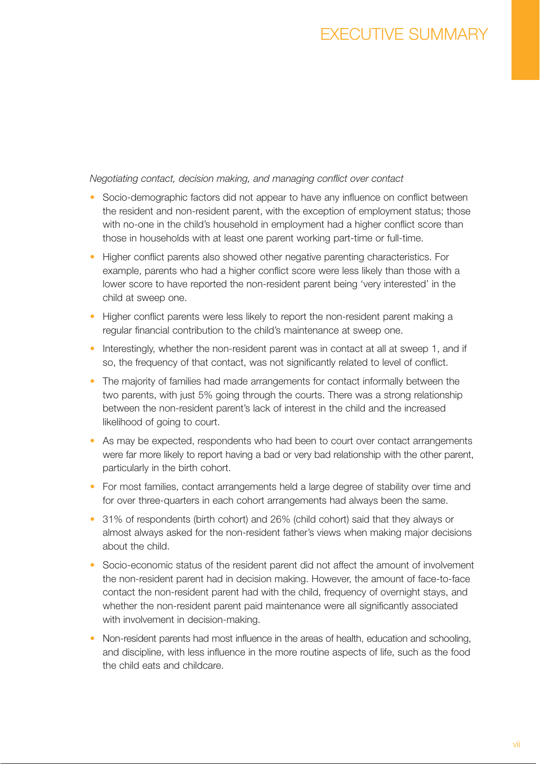*Negotiating contact, decision making, and managing conflict over contact*

- Socio-demographic factors did not appear to have any influence on conflict between the resident and non-resident parent, with the exception of employment status; those with no-one in the child's household in employment had a higher conflict score than those in households with at least one parent working part-time or full-time.
- Higher conflict parents also showed other negative parenting characteristics. For example, parents who had a higher conflict score were less likely than those with a lower score to have reported the non-resident parent being 'very interested' in the child at sweep one.
- Higher conflict parents were less likely to report the non-resident parent making a regular financial contribution to the child's maintenance at sweep one.
- Interestingly, whether the non-resident parent was in contact at all at sweep 1, and if so, the frequency of that contact, was not significantly related to level of conflict.
- The majority of families had made arrangements for contact informally between the two parents, with just 5% going through the courts. There was a strong relationship between the non-resident parent's lack of interest in the child and the increased likelihood of going to court.
- As may be expected, respondents who had been to court over contact arrangements were far more likely to report having a bad or very bad relationship with the other parent, particularly in the birth cohort.
- For most families, contact arrangements held a large degree of stability over time and for over three-quarters in each cohort arrangements had always been the same.
- 31% of respondents (birth cohort) and 26% (child cohort) said that they always or almost always asked for the non-resident father's views when making major decisions about the child.
- Socio-economic status of the resident parent did not affect the amount of involvement the non-resident parent had in decision making. However, the amount of face-to-face contact the non-resident parent had with the child, frequency of overnight stays, and whether the non-resident parent paid maintenance were all significantly associated with involvement in decision-making.
- Non-resident parents had most influence in the areas of health, education and schooling, and discipline, with less influence in the more routine aspects of life, such as the food the child eats and childcare.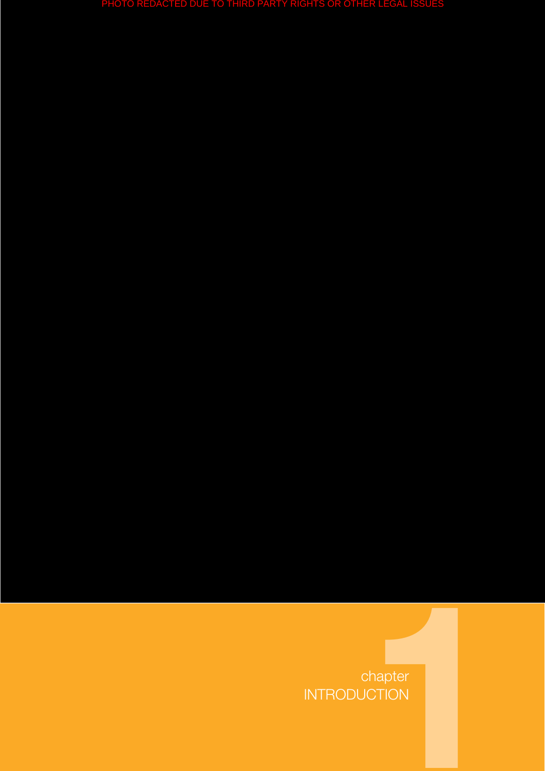PHOTO REDACTED DUE TO THIRD PARTY RIGHTS OR OTHER LEGAL ISSUES

# 1 chapter INTRODUCTION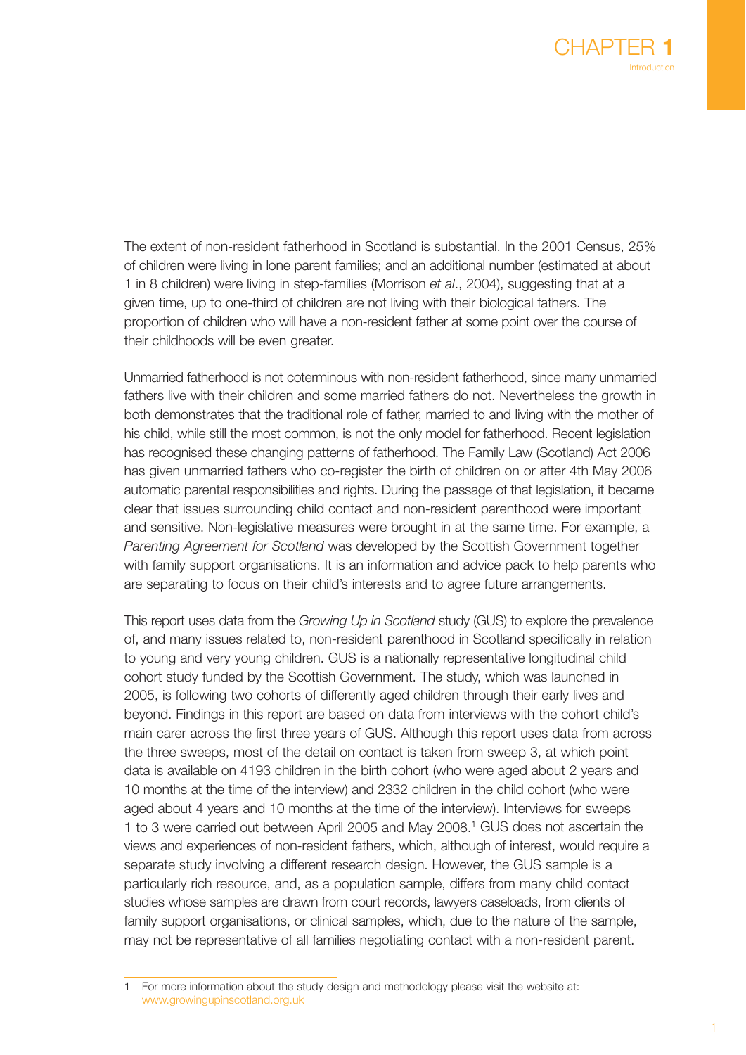# CHAPTER 1

## Introduction

The extent of non-resident fatherhood in Scotland is substantial. In the 2001 Census, 25% of children were living in lone parent families; and an additional number (estimated at about 1 in 8 children) were living in step-families (Morrison *et al*., 2004), suggesting that at a given time, up to one-third of children are not living with their biological fathers. The proportion of children who will have a non-resident father at some point over the course of their childhoods will be even greater.

Unmarried fatherhood is not coterminous with non-resident fatherhood, since many unmarried fathers live with their children and some married fathers do not. Nevertheless the growth in both demonstrates that the traditional role of father, married to and living with the mother of his child, while still the most common, is not the only model for fatherhood. Recent legislation has recognised these changing patterns of fatherhood. The Family Law (Scotland) Act 2006 has given unmarried fathers who co-register the birth of children on or after 4th May 2006 automatic parental responsibilities and rights. During the passage of that legislation, it became clear that issues surrounding child contact and non-resident parenthood were important and sensitive. Non-legislative measures were brought in at the same time. For example, a *Parenting Agreement for Scotland* was developed by the Scottish Government together with family support organisations. It is an information and advice pack to help parents who are separating to focus on their child's interests and to agree future arrangements.

This report uses data from the *Growing Up in Scotland* study (GUS) to explore the prevalence of, and many issues related to, non-resident parenthood in Scotland specifically in relation to young and very young children. GUS is a nationally representative longitudinal child cohort study funded by the Scottish Government. The study, which was launched in 2005, is following two cohorts of differently aged children through their early lives and beyond. Findings in this report are based on data from interviews with the cohort child's main carer across the first three years of GUS. Although this report uses data from across the three sweeps, most of the detail on contact is taken from sweep 3, at which point data is available on 4193 children in the birth cohort (who were aged about 2 years and 10 months at the time of the interview) and 2332 children in the child cohort (who were aged about 4 years and 10 months at the time of the interview). Interviews for sweeps 1 to 3 were carried out between April 2005 and May 2008.[1] GUS does not ascertain the views and experiences of non-resident fathers, which, although of interest, would require a separate study involving a different research design. However, the GUS sample is a particularly rich resource, and, as a population sample, differs from many child contact studies whose samples are drawn from court records, lawyers caseloads, from clients of family support organisations, or clinical samples, which, due to the nature of the sample, may not be representative of all families negotiating contact with a non-resident parent.

---

1 For more information about the study design and methodology please visit the website at: www.growingupinscotland.org.uk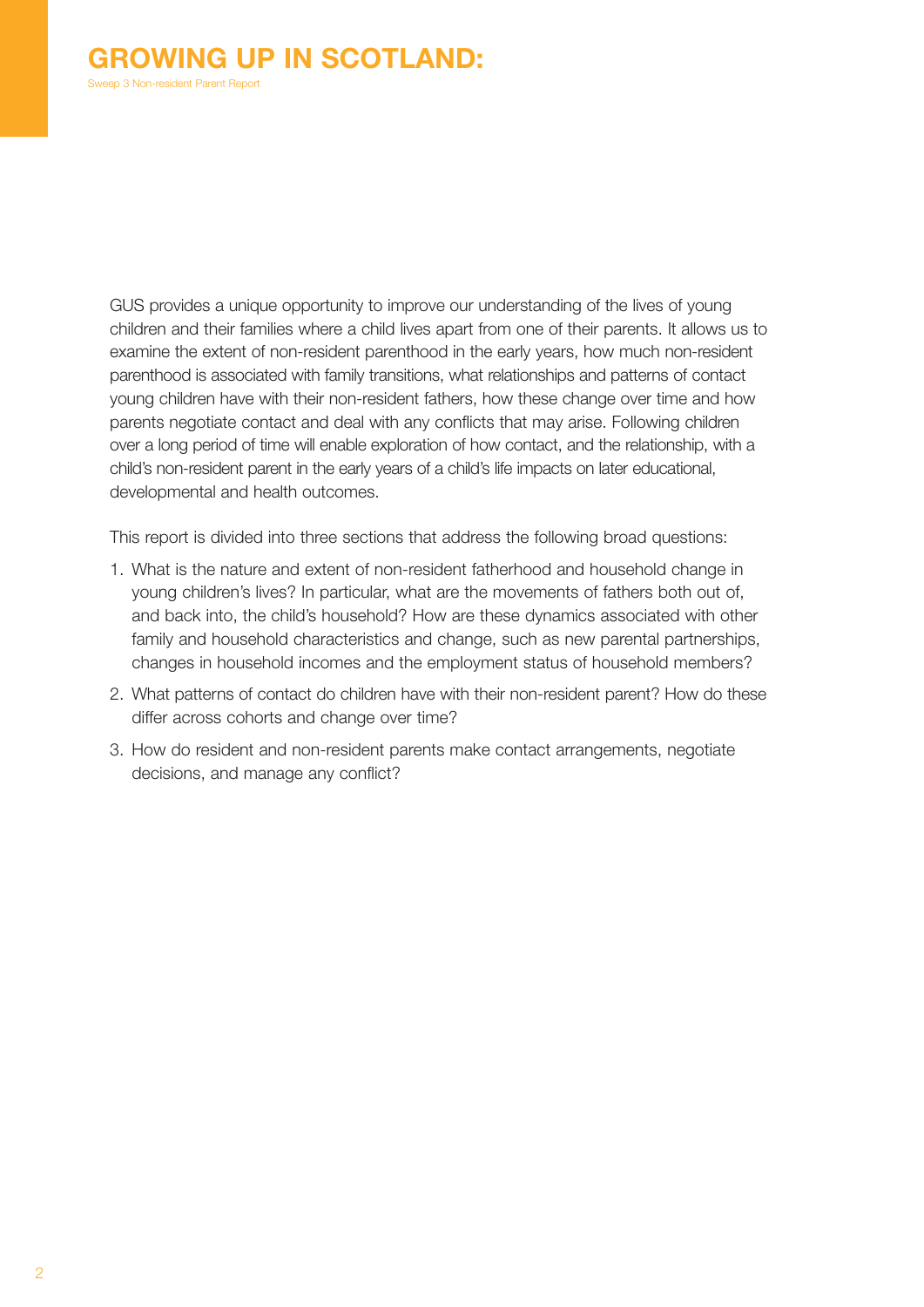GUS provides a unique opportunity to improve our understanding of the lives of young children and their families where a child lives apart from one of their parents. It allows us to examine the extent of non-resident parenthood in the early years, how much non-resident parenthood is associated with family transitions, what relationships and patterns of contact young children have with their non-resident fathers, how these change over time and how parents negotiate contact and deal with any conflicts that may arise. Following children over a long period of time will enable exploration of how contact, and the relationship, with a child's non-resident parent in the early years of a child's life impacts on later educational, developmental and health outcomes.

This report is divided into three sections that address the following broad questions:

1. What is the nature and extent of non-resident fatherhood and household change in young children's lives? In particular, what are the movements of fathers both out of, and back into, the child's household? How are these dynamics associated with other family and household characteristics and change, such as new parental partnerships, changes in household incomes and the employment status of household members?
2. What patterns of contact do children have with their non-resident parent? How do these differ across cohorts and change over time?
3. How do resident and non-resident parents make contact arrangements, negotiate decisions, and manage any conflict?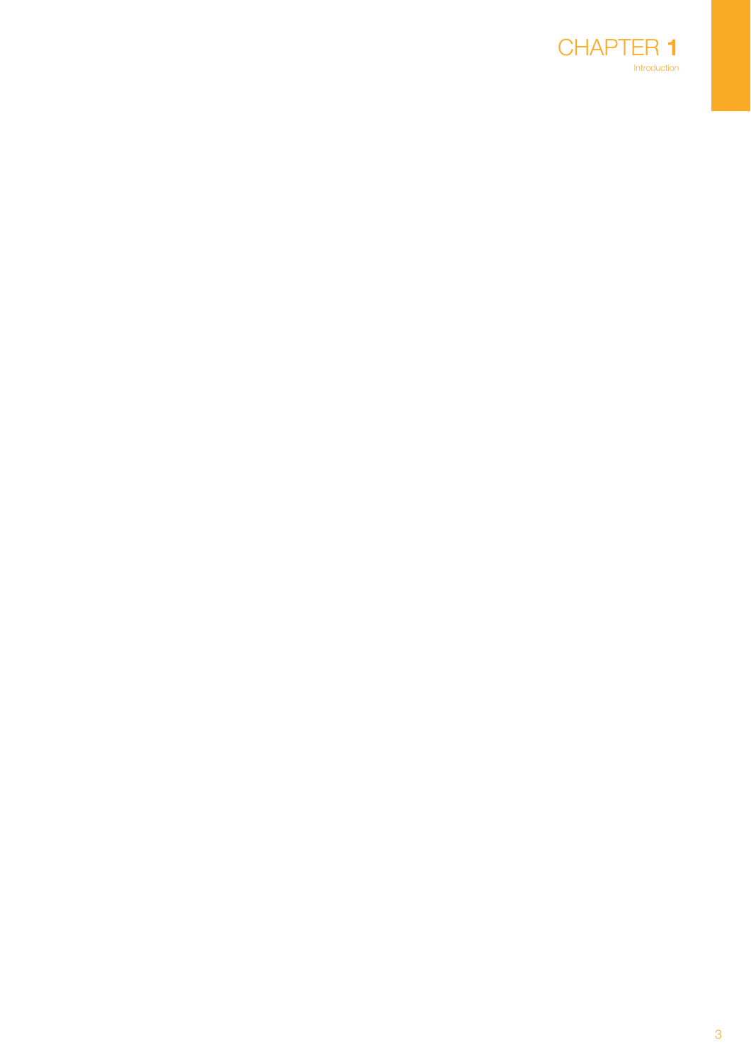# CHAPTER 1

Introduction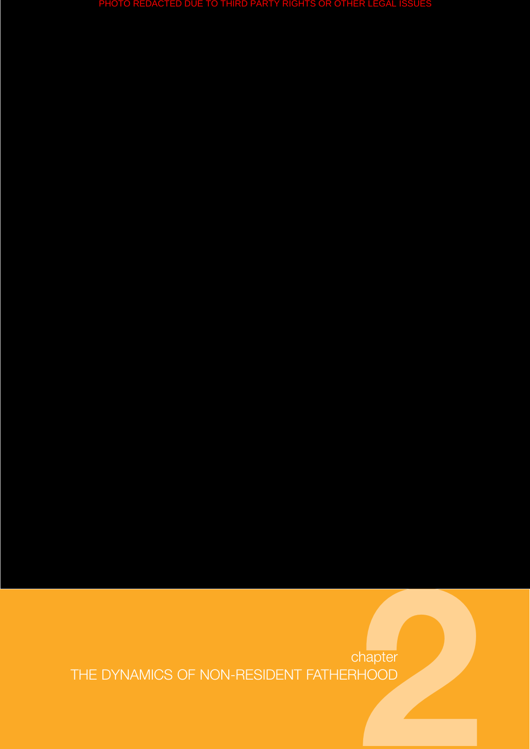PHOTO REDACTED DUE TO THIRD PARTY RIGHTS OR OTHER LEGAL ISSUES

# chapter 2
# THE DYNAMICS OF NON-RESIDENT FATHERHOOD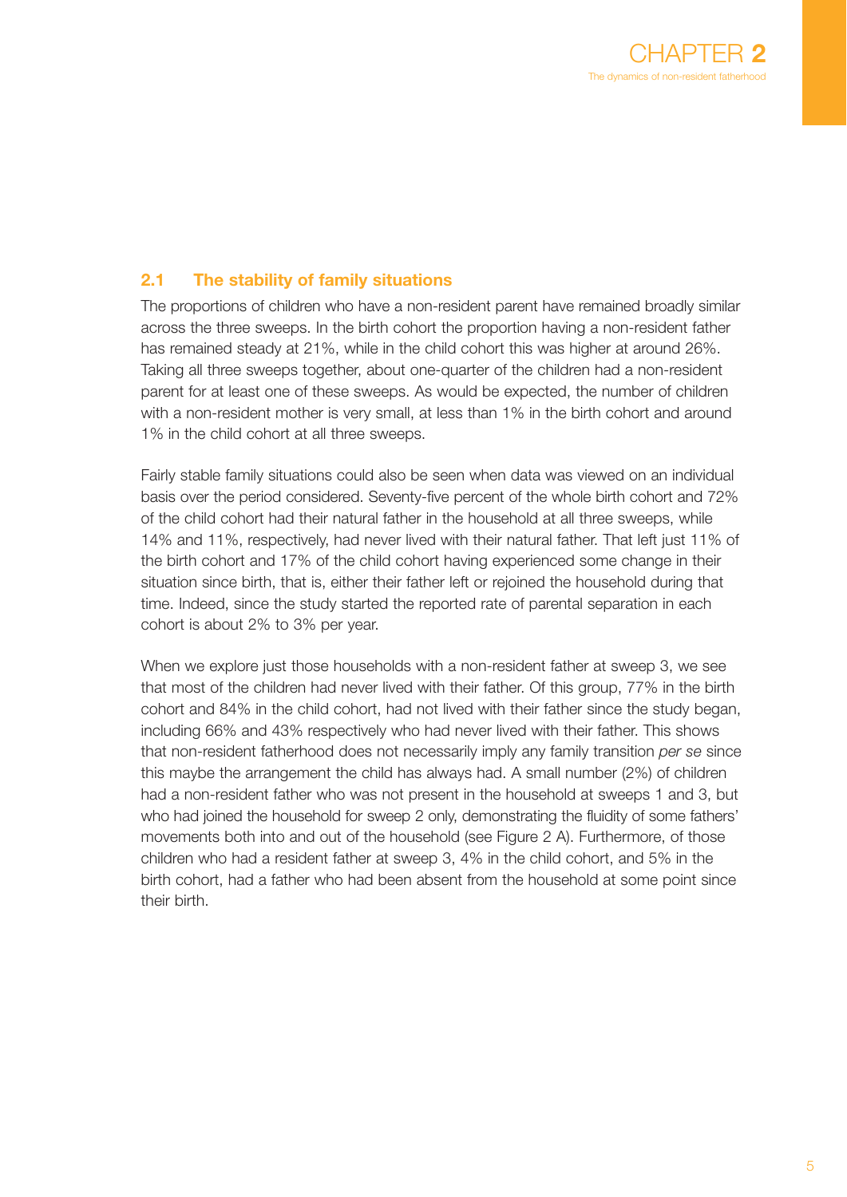## 2.1 The stability of family situations

The proportions of children who have a non-resident parent have remained broadly similar across the three sweeps. In the birth cohort the proportion having a non-resident father has remained steady at 21%, while in the child cohort this was higher at around 26%. Taking all three sweeps together, about one-quarter of the children had a non-resident parent for at least one of these sweeps. As would be expected, the number of children with a non-resident mother is very small, at less than 1% in the birth cohort and around 1% in the child cohort at all three sweeps.

Fairly stable family situations could also be seen when data was viewed on an individual basis over the period considered. Seventy-five percent of the whole birth cohort and 72% of the child cohort had their natural father in the household at all three sweeps, while 14% and 11%, respectively, had never lived with their natural father. That left just 11% of the birth cohort and 17% of the child cohort having experienced some change in their situation since birth, that is, either their father left or rejoined the household during that time. Indeed, since the study started the reported rate of parental separation in each cohort is about 2% to 3% per year.

When we explore just those households with a non-resident father at sweep 3, we see that most of the children had never lived with their father. Of this group, 77% in the birth cohort and 84% in the child cohort, had not lived with their father since the study began, including 66% and 43% respectively who had never lived with their father. This shows that non-resident fatherhood does not necessarily imply any family transition *per se* since this maybe the arrangement the child has always had. A small number (2%) of children had a non-resident father who was not present in the household at sweeps 1 and 3, but who had joined the household for sweep 2 only, demonstrating the fluidity of some fathers' movements both into and out of the household (see Figure 2 A). Furthermore, of those children who had a resident father at sweep 3, 4% in the child cohort, and 5% in the birth cohort, had a father who had been absent from the household at some point since their birth.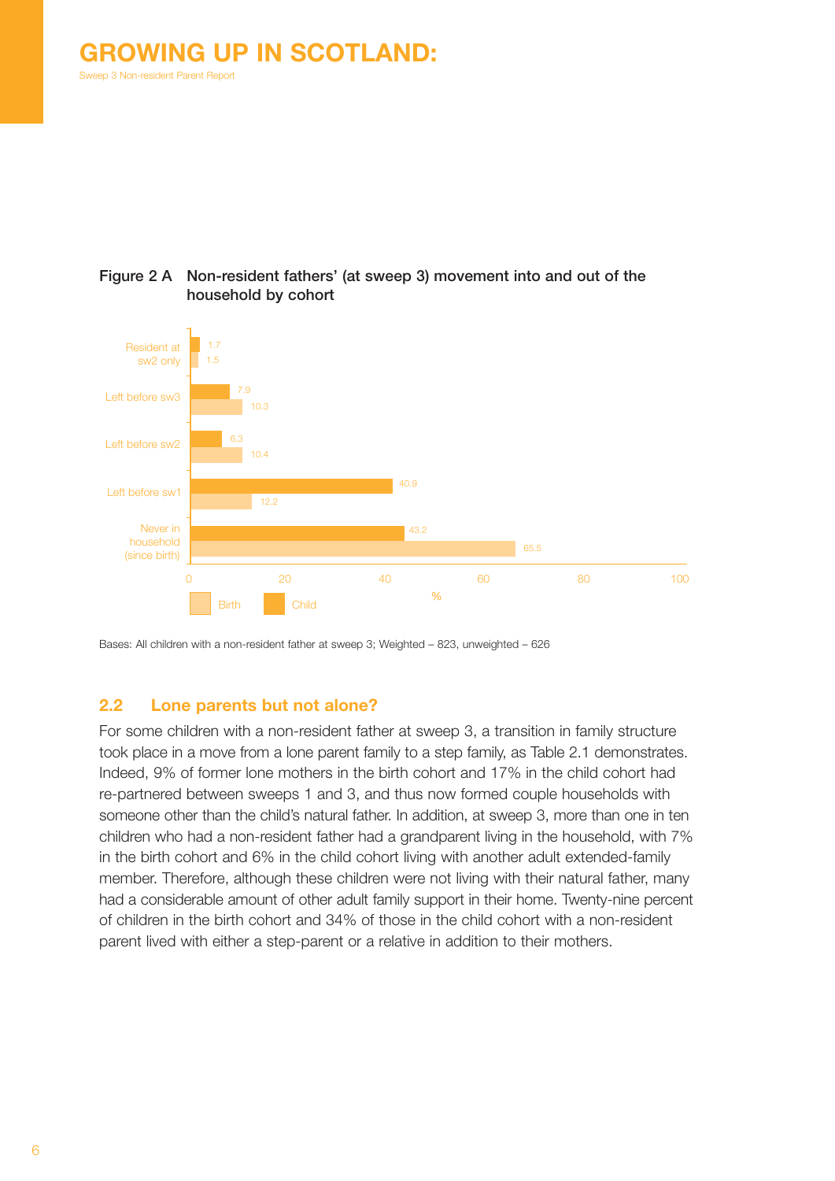**Figure 2 A Non-resident fathers' (at sweep 3) movement into and out of the household by cohort**

| | Birth | Child |
|---|---|---|
| Resident at sw2 only | 1.5 | 1.7 |
| Left before sw3 | 10.3 | 7.9 |
| Left before sw2 | 10.4 | 6.3 |
| Left before sw1 | 12.2 | 40.9 |
| Never in household (since birth) | 65.5 | 43.2 |

Bases: All children with a non-resident father at sweep 3; Weighted – 823, unweighted – 626

## 2.2 Lone parents but not alone?

For some children with a non-resident father at sweep 3, a transition in family structure took place in a move from a lone parent family to a step family, as Table 2.1 demonstrates. Indeed, 9% of former lone mothers in the birth cohort and 17% in the child cohort had re-partnered between sweeps 1 and 3, and thus now formed couple households with someone other than the child's natural father. In addition, at sweep 3, more than one in ten children who had a non-resident father had a grandparent living in the household, with 7% in the birth cohort and 6% in the child cohort living with another adult extended-family member. Therefore, although these children were not living with their natural father, many had a considerable amount of other adult family support in their home. Twenty-nine percent of children in the birth cohort and 34% of those in the child cohort with a non-resident parent lived with either a step-parent or a relative in addition to their mothers.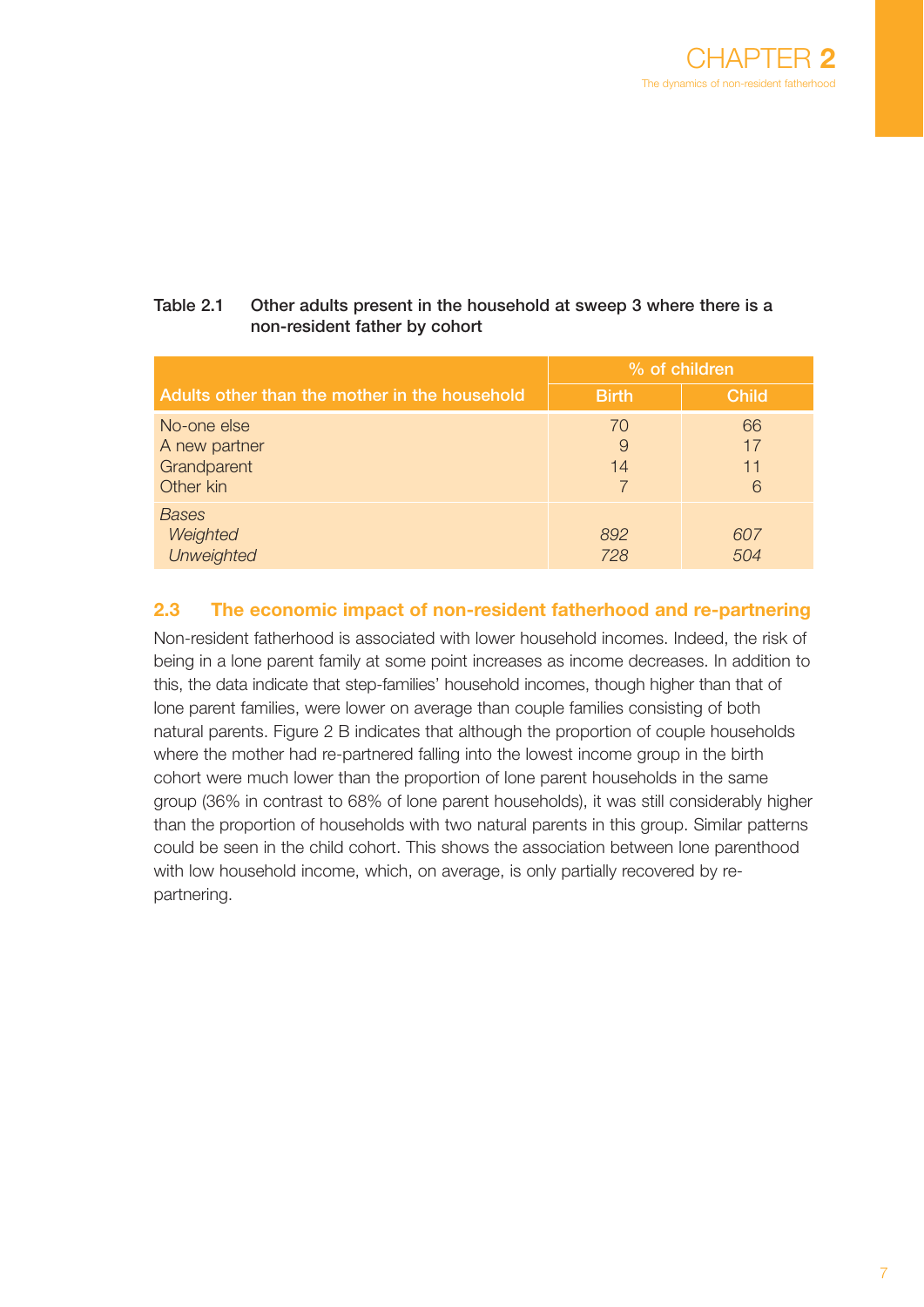**Table 2.1 Other adults present in the household at sweep 3 where there is a non-resident father by cohort**

| Adults other than the mother in the household | % of children | |
|---|---|---|
| | Birth | Child |
| No-one else | 70 | 66 |
| A new partner | 9 | 17 |
| Grandparent | 14 | 11 |
| Other kin | 7 | 6 |
| *Bases* | | |
| *Weighted* | *892* | *607* |
| *Unweighted* | *728* | *504* |

## 2.3 The economic impact of non-resident fatherhood and re-partnering

Non-resident fatherhood is associated with lower household incomes. Indeed, the risk of being in a lone parent family at some point increases as income decreases. In addition to this, the data indicate that step-families' household incomes, though higher than that of lone parent families, were lower on average than couple families consisting of both natural parents. Figure 2 B indicates that although the proportion of couple households where the mother had re-partnered falling into the lowest income group in the birth cohort were much lower than the proportion of lone parent households in the same group (36% in contrast to 68% of lone parent households), it was still considerably higher than the proportion of households with two natural parents in this group. Similar patterns could be seen in the child cohort. This shows the association between lone parenthood with low household income, which, on average, is only partially recovered by re-partnering.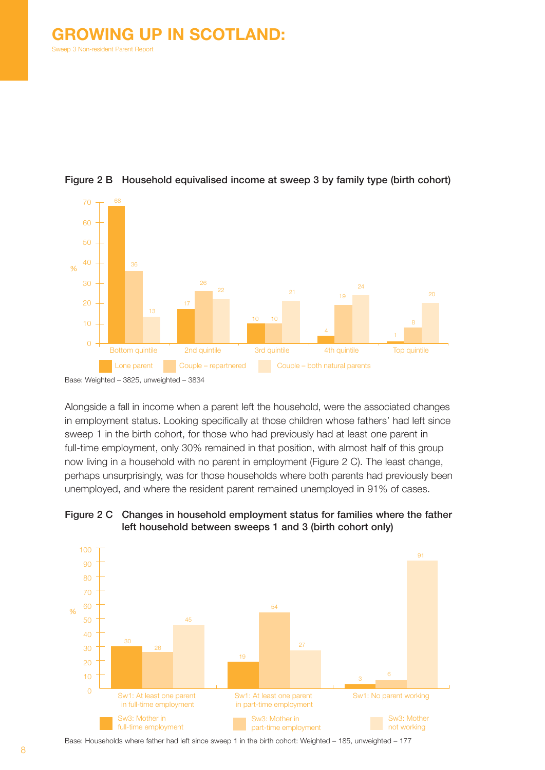**Figure 2 B Household equivalised income at sweep 3 by family type (birth cohort)**

| % | Lone parent | Couple – repartnered | Couple – both natural parents |
|---|---|---|---|
| Bottom quintile | 68 | 36 | 13 |
| 2nd quintile | 17 | 26 | 22 |
| 3rd quintile | 10 | 10 | 21 |
| 4th quintile | 4 | 19 | 24 |
| Top quintile | 1 | 8 | 20 |

Base: Weighted – 3825, unweighted – 3834

Alongside a fall in income when a parent left the household, were the associated changes in employment status. Looking specifically at those children whose fathers' had left since sweep 1 in the birth cohort, for those who had previously had at least one parent in full-time employment, only 30% remained in that position, with almost half of this group now living in a household with no parent in employment (Figure 2 C). The least change, perhaps unsurprisingly, was for those households where both parents had previously been unemployed, and where the resident parent remained unemployed in 91% of cases.

**Figure 2 C Changes in household employment status for families where the father left household between sweeps 1 and 3 (birth cohort only)**

| % | Sw3: Mother in full-time employment | Sw3: Mother in part-time employment | Sw3: Mother not working |
|---|---|---|---|
| Sw1: At least one parent in full-time employment | 30 | 26 | 45 |
| Sw1: At least one parent in part-time employment | 19 | 54 | 27 |
| Sw1: No parent working | 3 | 6 | 91 |

Base: Households where father had left since sweep 1 in the birth cohort: Weighted – 185, unweighted – 177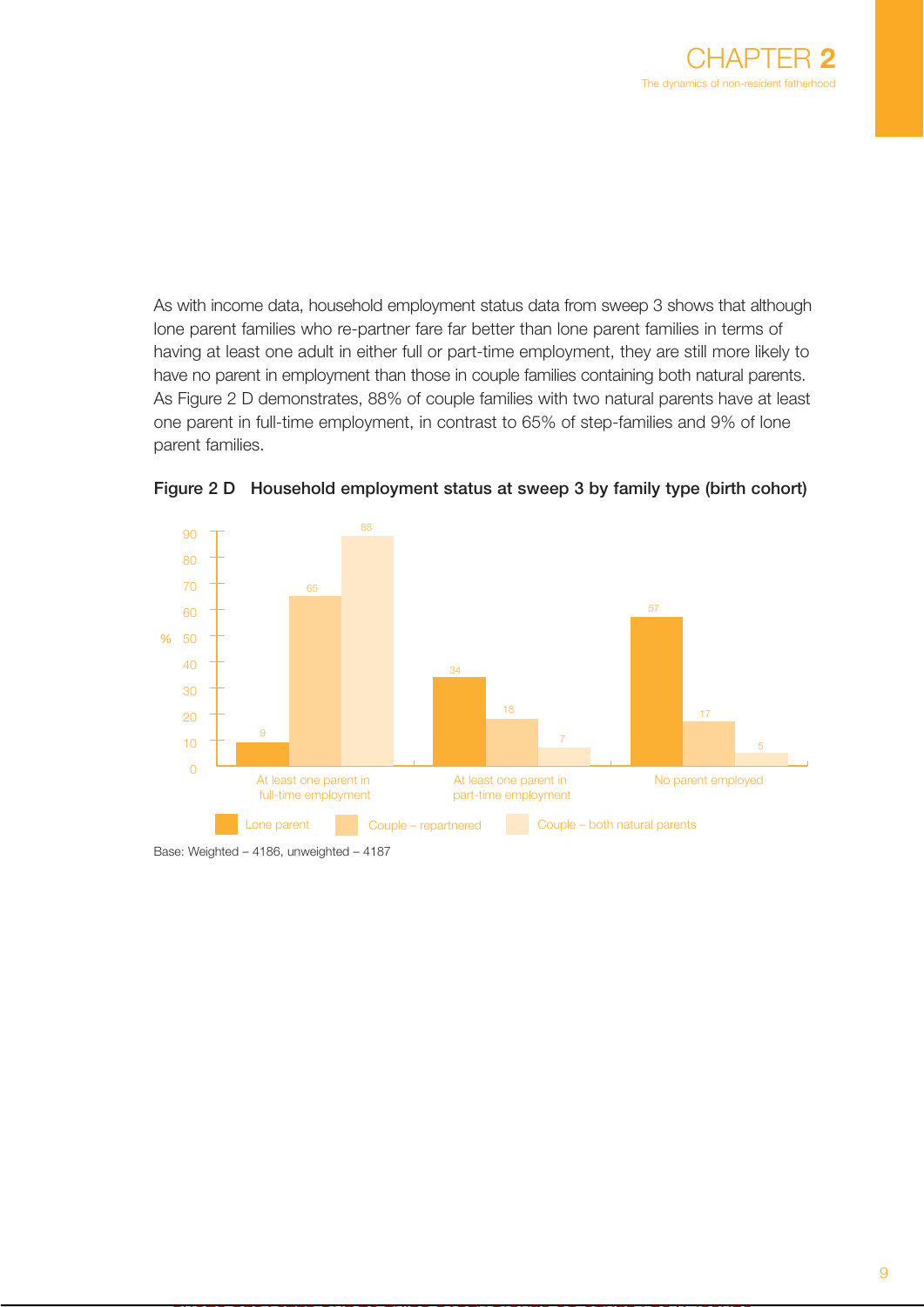As with income data, household employment status data from sweep 3 shows that although lone parent families who re-partner fare far better than lone parent families in terms of having at least one adult in either full or part-time employment, they are still more likely to have no parent in employment than those in couple families containing both natural parents. As Figure 2 D demonstrates, 88% of couple families with two natural parents have at least one parent in full-time employment, in contrast to 65% of step-families and 9% of lone parent families.

**Figure 2 D Household employment status at sweep 3 by family type (birth cohort)**

| % | Lone parent | Couple – repartnered | Couple – both natural parents |
|---|---|---|---|
| At least one parent in full-time employment | 9 | 65 | 88 |
| At least one parent in part-time employment | 34 | 18 | 7 |
| No parent employed | 57 | 17 | 5 |

Base: Weighted – 4186, unweighted – 4187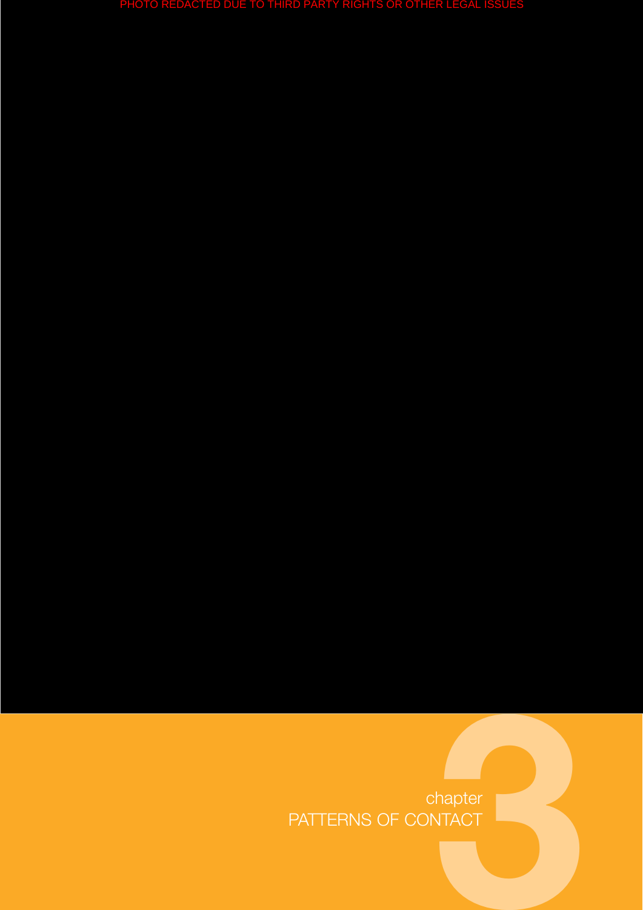PHOTO REDACTED DUE TO THIRD PARTY RIGHTS OR OTHER LEGAL ISSUES

# chapter 3
# PATTERNS OF CONTACT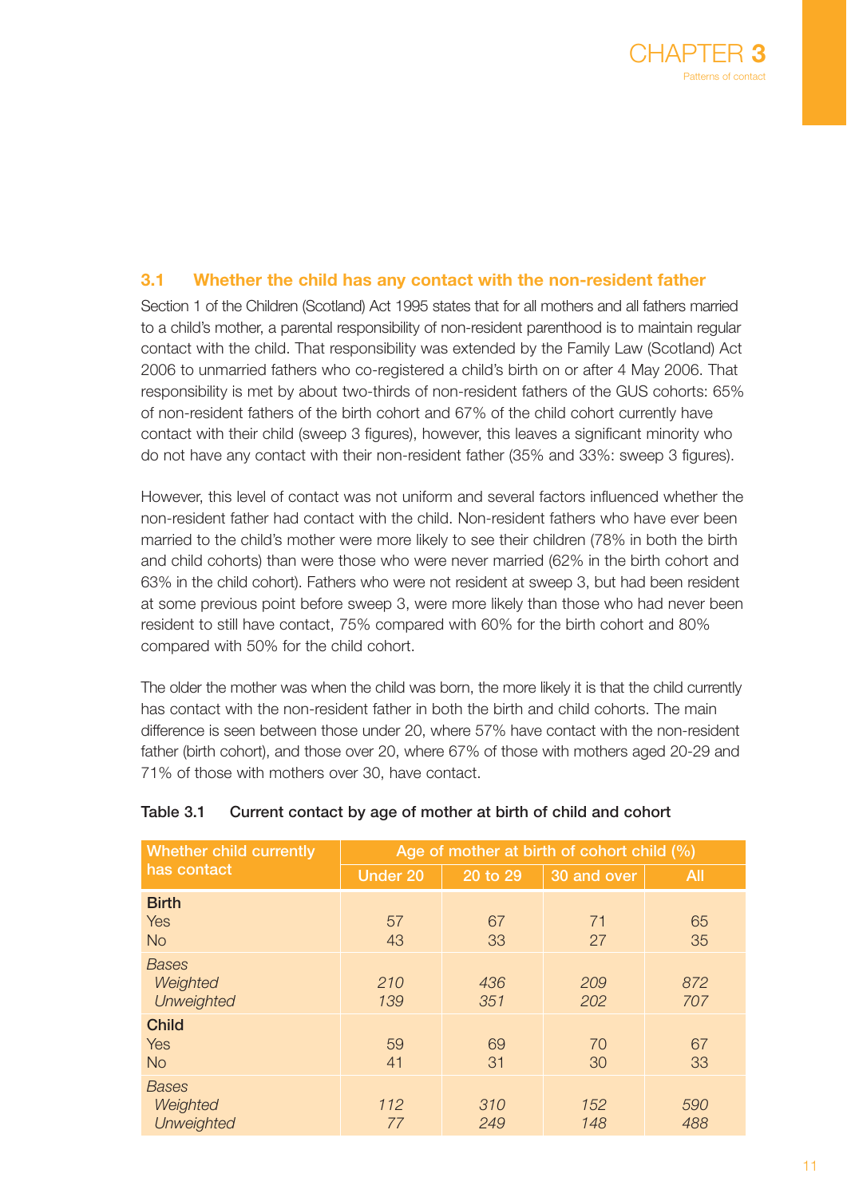## 3.1 Whether the child has any contact with the non-resident father

Section 1 of the Children (Scotland) Act 1995 states that for all mothers and all fathers married to a child's mother, a parental responsibility of non-resident parenthood is to maintain regular contact with the child. That responsibility was extended by the Family Law (Scotland) Act 2006 to unmarried fathers who co-registered a child's birth on or after 4 May 2006. That responsibility is met by about two-thirds of non-resident fathers of the GUS cohorts: 65% of non-resident fathers of the birth cohort and 67% of the child cohort currently have contact with their child (sweep 3 figures), however, this leaves a significant minority who do not have any contact with their non-resident father (35% and 33%: sweep 3 figures).

However, this level of contact was not uniform and several factors influenced whether the non-resident father had contact with the child. Non-resident fathers who have ever been married to the child's mother were more likely to see their children (78% in both the birth and child cohorts) than were those who were never married (62% in the birth cohort and 63% in the child cohort). Fathers who were not resident at sweep 3, but had been resident at some previous point before sweep 3, were more likely than those who had never been resident to still have contact, 75% compared with 60% for the birth cohort and 80% compared with 50% for the child cohort.

The older the mother was when the child was born, the more likely it is that the child currently has contact with the non-resident father in both the birth and child cohorts. The main difference is seen between those under 20, where 57% have contact with the non-resident father (birth cohort), and those over 20, where 67% of those with mothers aged 20-29 and 71% of those with mothers over 30, have contact.

**Table 3.1 Current contact by age of mother at birth of child and cohort**

| Whether child currently has contact | Age of mother at birth of cohort child (%) | | | |
|---|---|---|---|---|
| | Under 20 | 20 to 29 | 30 and over | All |
| **Birth** | | | | |
| Yes | 57 | 67 | 71 | 65 |
| No | 43 | 33 | 27 | 35 |
| *Bases* | | | | |
| *Weighted* | *210* | *436* | *209* | *872* |
| *Unweighted* | *139* | *351* | *202* | *707* |
| **Child** | | | | |
| Yes | 59 | 69 | 70 | 67 |
| No | 41 | 31 | 30 | 33 |
| *Bases* | | | | |
| *Weighted* | *112* | *310* | *152* | *590* |
| *Unweighted* | *77* | *249* | *148* | *488* |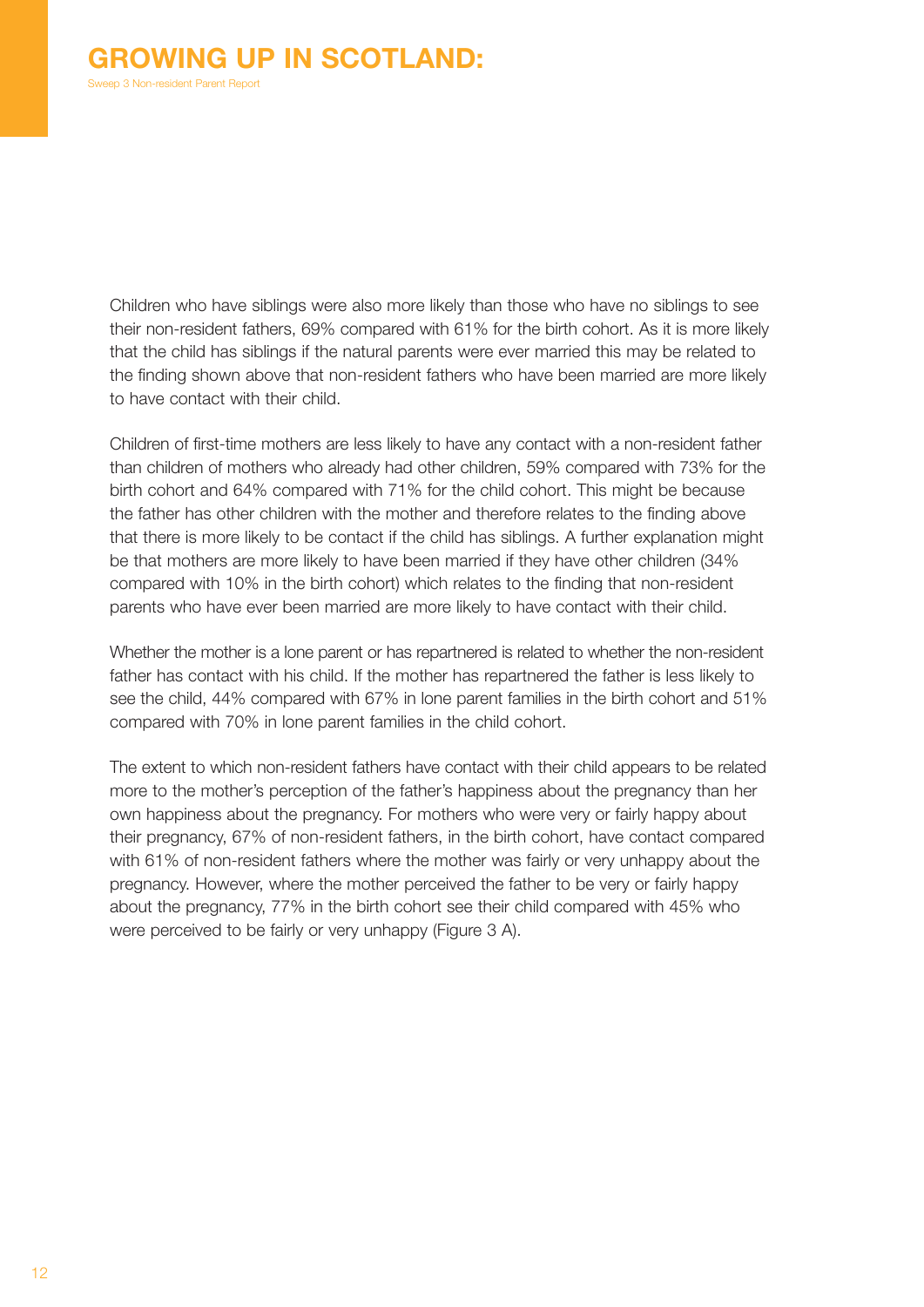Children who have siblings were also more likely than those who have no siblings to see their non-resident fathers, 69% compared with 61% for the birth cohort. As it is more likely that the child has siblings if the natural parents were ever married this may be related to the finding shown above that non-resident fathers who have been married are more likely to have contact with their child.

Children of first-time mothers are less likely to have any contact with a non-resident father than children of mothers who already had other children, 59% compared with 73% for the birth cohort and 64% compared with 71% for the child cohort. This might be because the father has other children with the mother and therefore relates to the finding above that there is more likely to be contact if the child has siblings. A further explanation might be that mothers are more likely to have been married if they have other children (34% compared with 10% in the birth cohort) which relates to the finding that non-resident parents who have ever been married are more likely to have contact with their child.

Whether the mother is a lone parent or has repartnered is related to whether the non-resident father has contact with his child. If the mother has repartnered the father is less likely to see the child, 44% compared with 67% in lone parent families in the birth cohort and 51% compared with 70% in lone parent families in the child cohort.

The extent to which non-resident fathers have contact with their child appears to be related more to the mother's perception of the father's happiness about the pregnancy than her own happiness about the pregnancy. For mothers who were very or fairly happy about their pregnancy, 67% of non-resident fathers, in the birth cohort, have contact compared with 61% of non-resident fathers where the mother was fairly or very unhappy about the pregnancy. However, where the mother perceived the father to be very or fairly happy about the pregnancy, 77% in the birth cohort see their child compared with 45% who were perceived to be fairly or very unhappy (Figure 3 A).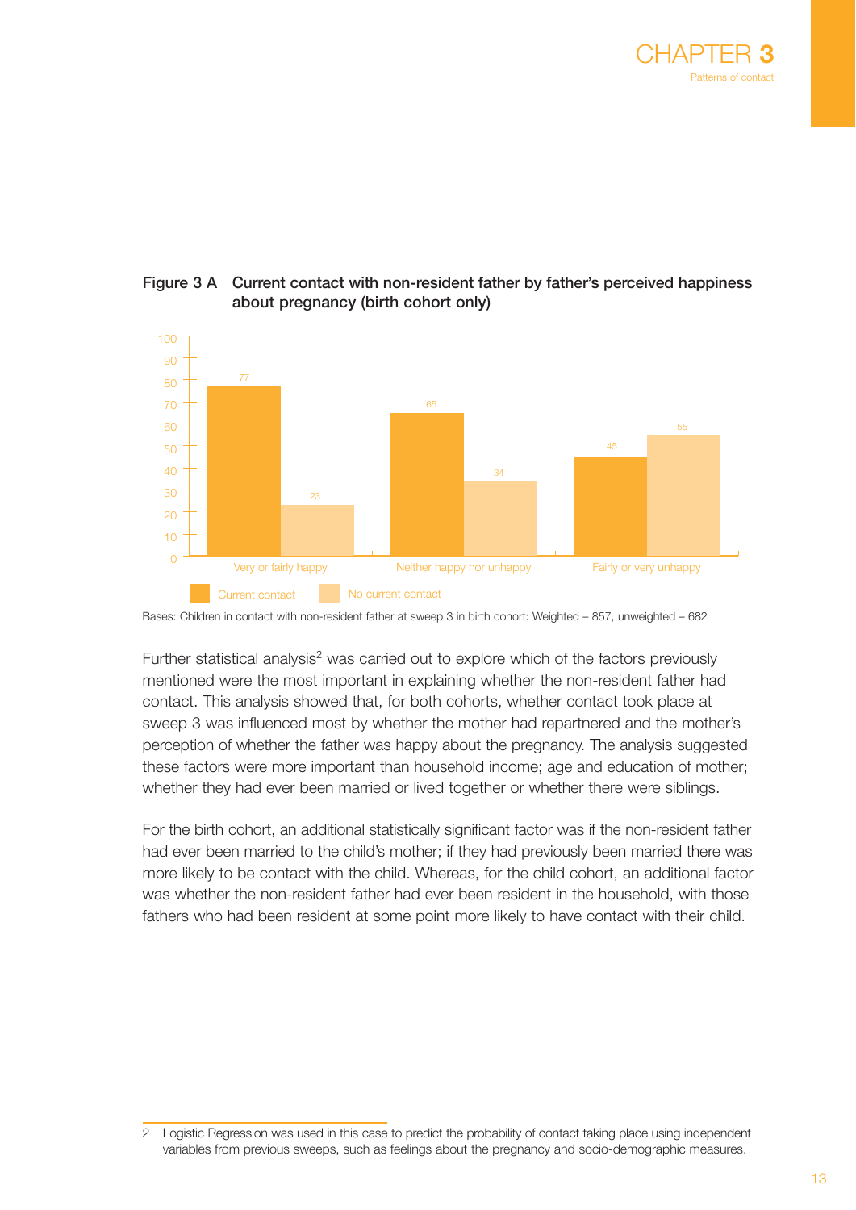**Figure 3 A Current contact with non-resident father by father's perceived happiness about pregnancy (birth cohort only)**

| | Current contact | No current contact |
|---|---|---|
| Very or fairly happy | 77 | 23 |
| Neither happy nor unhappy | 65 | 34 |
| Fairly or very unhappy | 45 | 55 |

Bases: Children in contact with non-resident father at sweep 3 in birth cohort: Weighted – 857, unweighted – 682

Further statistical analysis[2] was carried out to explore which of the factors previously mentioned were the most important in explaining whether the non-resident father had contact. This analysis showed that, for both cohorts, whether contact took place at sweep 3 was influenced most by whether the mother had repartnered and the mother's perception of whether the father was happy about the pregnancy. The analysis suggested these factors were more important than household income; age and education of mother; whether they had ever been married or lived together or whether there were siblings.

For the birth cohort, an additional statistically significant factor was if the non-resident father had ever been married to the child's mother; if they had previously been married there was more likely to be contact with the child. Whereas, for the child cohort, an additional factor was whether the non-resident father had ever been resident in the household, with those fathers who had been resident at some point more likely to have contact with their child.

2 Logistic Regression was used in this case to predict the probability of contact taking place using independent variables from previous sweeps, such as feelings about the pregnancy and socio-demographic measures.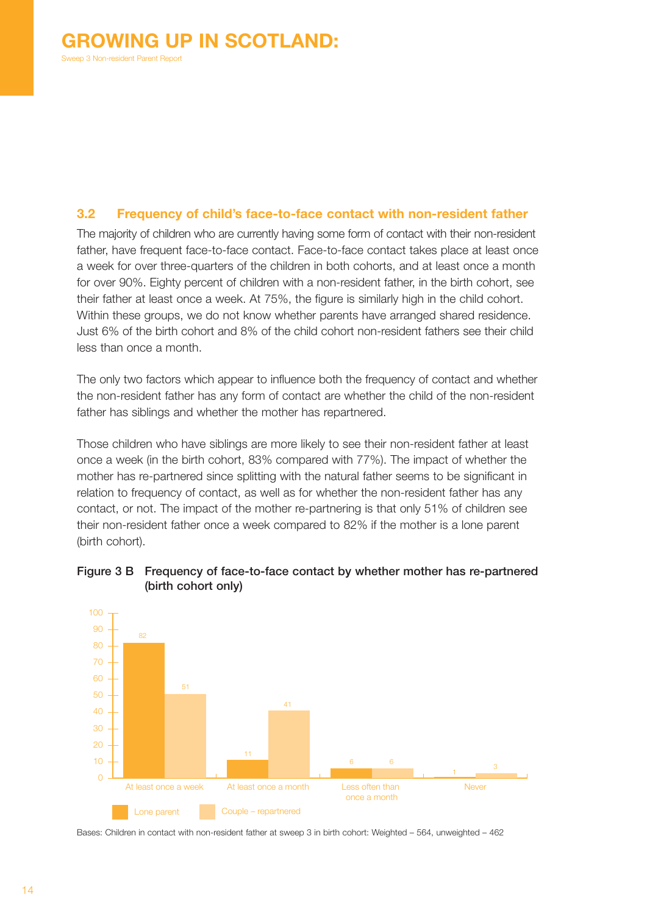### 3.2 Frequency of child's face-to-face contact with non-resident father

The majority of children who are currently having some form of contact with their non-resident father, have frequent face-to-face contact. Face-to-face contact takes place at least once a week for over three-quarters of the children in both cohorts, and at least once a month for over 90%. Eighty percent of children with a non-resident father, in the birth cohort, see their father at least once a week. At 75%, the figure is similarly high in the child cohort. Within these groups, we do not know whether parents have arranged shared residence. Just 6% of the birth cohort and 8% of the child cohort non-resident fathers see their child less than once a month.

The only two factors which appear to influence both the frequency of contact and whether the non-resident father has any form of contact are whether the child of the non-resident father has siblings and whether the mother has repartnered.

Those children who have siblings are more likely to see their non-resident father at least once a week (in the birth cohort, 83% compared with 77%). The impact of whether the mother has re-partnered since splitting with the natural father seems to be significant in relation to frequency of contact, as well as for whether the non-resident father has any contact, or not. The impact of the mother re-partnering is that only 51% of children see their non-resident father once a week compared to 82% if the mother is a lone parent (birth cohort).

**Figure 3 B  Frequency of face-to-face contact by whether mother has re-partnered (birth cohort only)**

| | Lone parent | Couple – repartnered |
|---|---|---|
| At least once a week | 82 | 51 |
| At least once a month | 11 | 41 |
| Less often than once a month | 6 | 6 |
| Never | 1 | 3 |

Bases: Children in contact with non-resident father at sweep 3 in birth cohort: Weighted – 564, unweighted – 462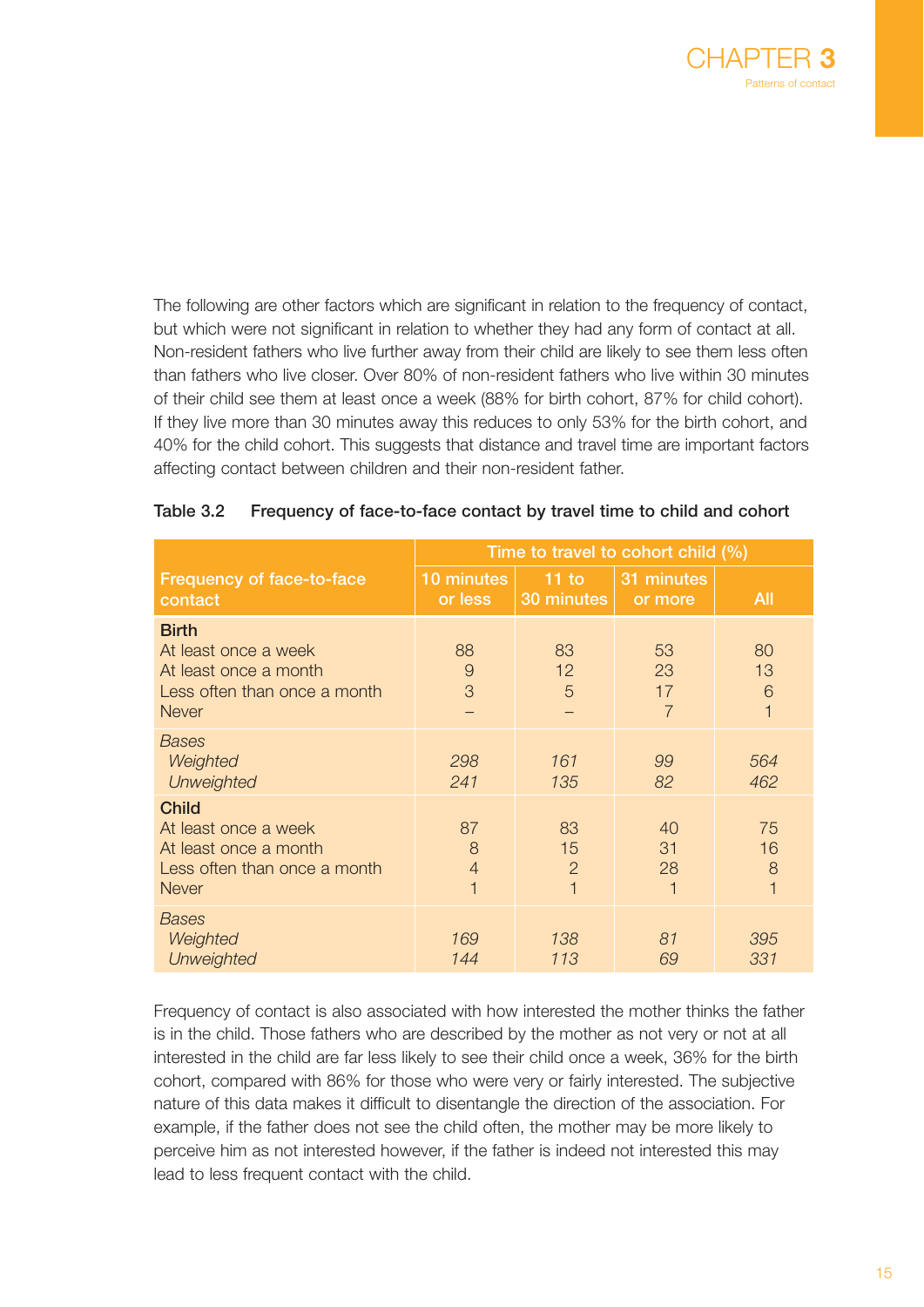The following are other factors which are significant in relation to the frequency of contact, but which were not significant in relation to whether they had any form of contact at all. Non-resident fathers who live further away from their child are likely to see them less often than fathers who live closer. Over 80% of non-resident fathers who live within 30 minutes of their child see them at least once a week (88% for birth cohort, 87% for child cohort). If they live more than 30 minutes away this reduces to only 53% for the birth cohort, and 40% for the child cohort. This suggests that distance and travel time are important factors affecting contact between children and their non-resident father.

**Table 3.2 Frequency of face-to-face contact by travel time to child and cohort**

| Frequency of face-to-face contact | Time to travel to cohort child (%) | | | |
|---|---|---|---|---|
| | 10 minutes or less | 11 to 30 minutes | 31 minutes or more | All |
| **Birth** | | | | |
| At least once a week | 88 | 83 | 53 | 80 |
| At least once a month | 9 | 12 | 23 | 13 |
| Less often than once a month | 3 | 5 | 17 | 6 |
| Never | – | – | 7 | 1 |
| *Bases* | | | | |
| *Weighted* | *298* | *161* | *99* | *564* |
| *Unweighted* | *241* | *135* | *82* | *462* |
| **Child** | | | | |
| At least once a week | 87 | 83 | 40 | 75 |
| At least once a month | 8 | 15 | 31 | 16 |
| Less often than once a month | 4 | 2 | 28 | 8 |
| Never | 1 | 1 | 1 | 1 |
| *Bases* | | | | |
| *Weighted* | *169* | *138* | *81* | *395* |
| *Unweighted* | *144* | *113* | *69* | *331* |

Frequency of contact is also associated with how interested the mother thinks the father is in the child. Those fathers who are described by the mother as not very or not at all interested in the child are far less likely to see their child once a week, 36% for the birth cohort, compared with 86% for those who were very or fairly interested. The subjective nature of this data makes it difficult to disentangle the direction of the association. For example, if the father does not see the child often, the mother may be more likely to perceive him as not interested however, if the father is indeed not interested this may lead to less frequent contact with the child.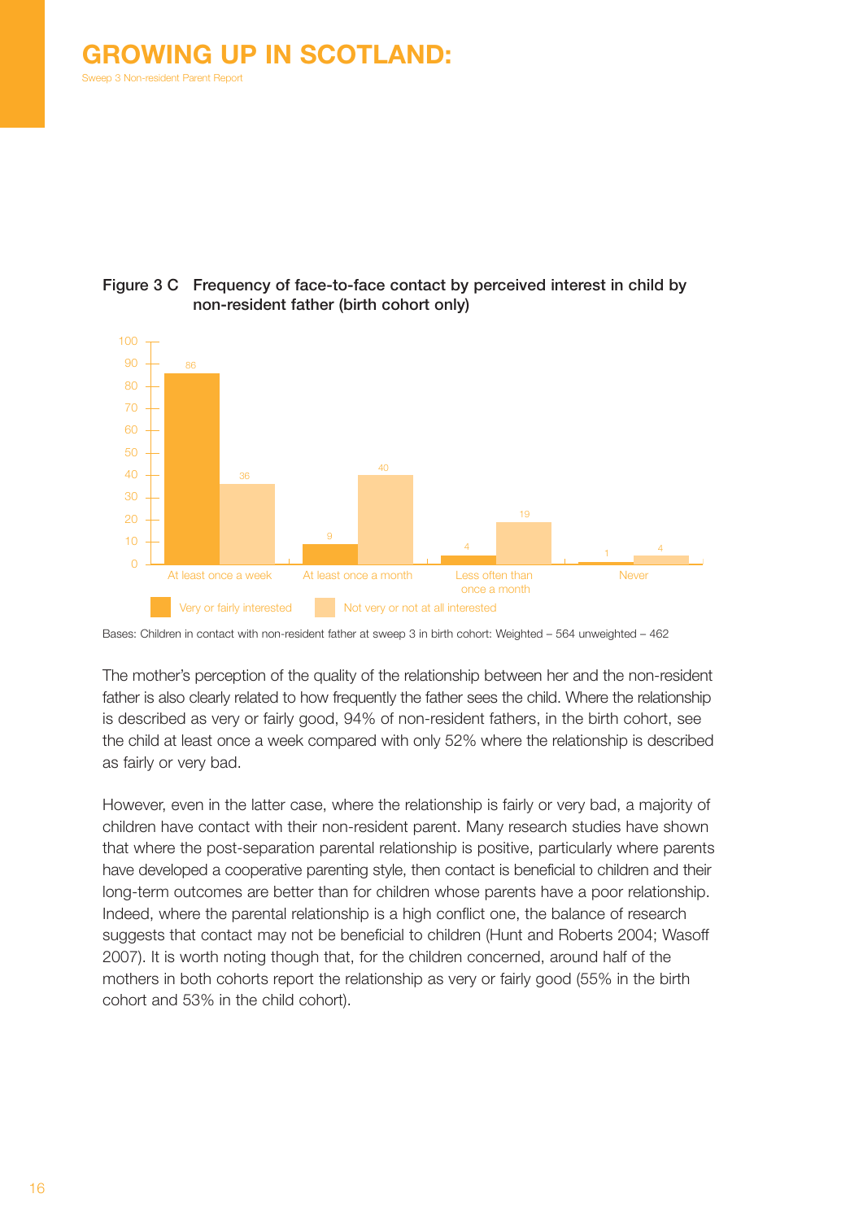**Figure 3 C Frequency of face-to-face contact by perceived interest in child by non-resident father (birth cohort only)**

| | At least once a week | At least once a month | Less often than once a month | Never |
|---|---|---|---|---|
| Very or fairly interested | 86 | 9 | 4 | 1 |
| Not very or not at all interested | 36 | 40 | 19 | 4 |

Bases: Children in contact with non-resident father at sweep 3 in birth cohort: Weighted – 564 unweighted – 462

The mother's perception of the quality of the relationship between her and the non-resident father is also clearly related to how frequently the father sees the child. Where the relationship is described as very or fairly good, 94% of non-resident fathers, in the birth cohort, see the child at least once a week compared with only 52% where the relationship is described as fairly or very bad.

However, even in the latter case, where the relationship is fairly or very bad, a majority of children have contact with their non-resident parent. Many research studies have shown that where the post-separation parental relationship is positive, particularly where parents have developed a cooperative parenting style, then contact is beneficial to children and their long-term outcomes are better than for children whose parents have a poor relationship. Indeed, where the parental relationship is a high conflict one, the balance of research suggests that contact may not be beneficial to children (Hunt and Roberts 2004; Wasoff 2007). It is worth noting though that, for the children concerned, around half of the mothers in both cohorts report the relationship as very or fairly good (55% in the birth cohort and 53% in the child cohort).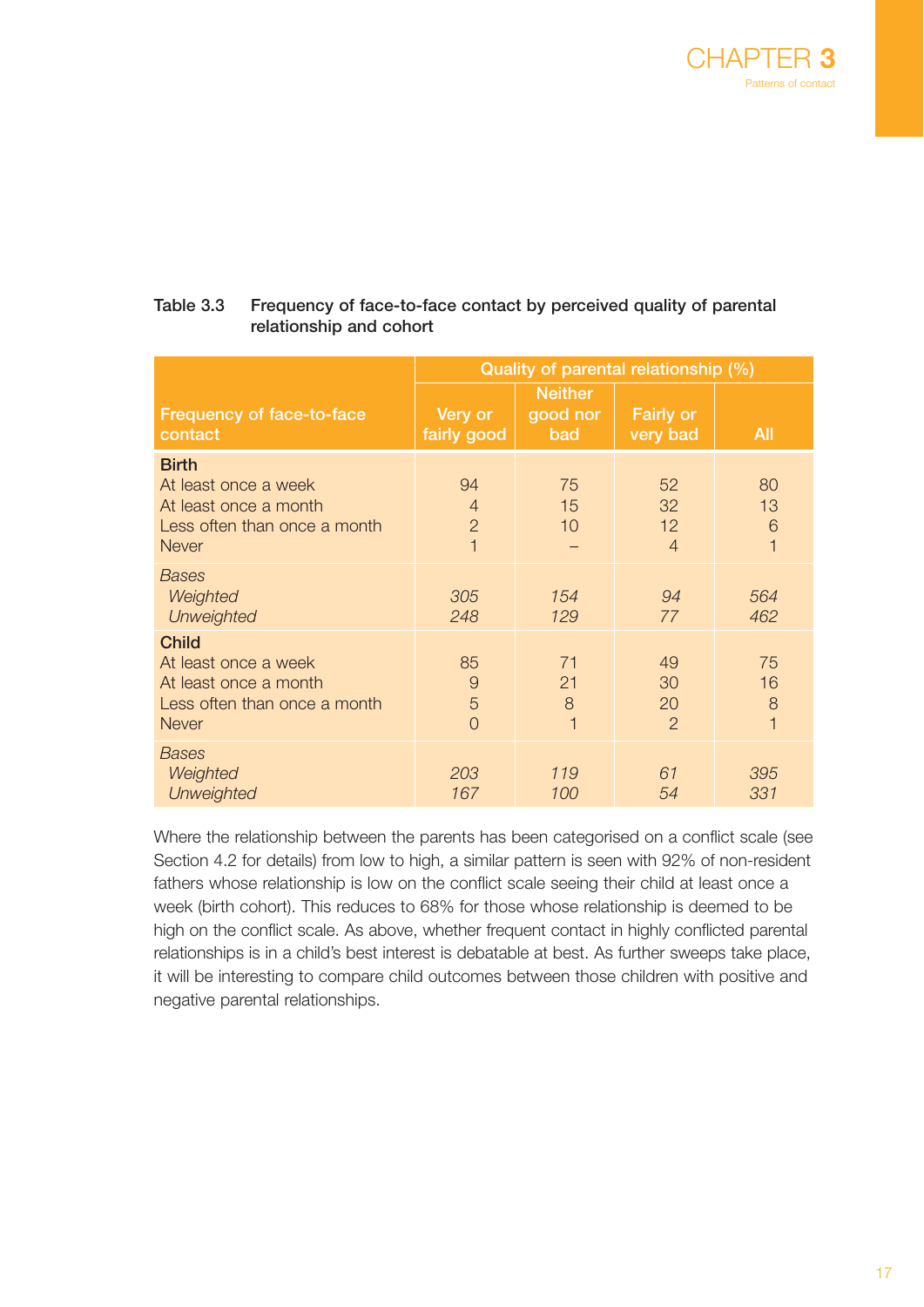**Table 3.3 Frequency of face-to-face contact by perceived quality of parental relationship and cohort**

| Frequency of face-to-face contact | Quality of parental relationship (%) | | | |
|---|---|---|---|---|
| | Very or fairly good | Neither good nor bad | Fairly or very bad | All |
| **Birth** | | | | |
| At least once a week | 94 | 75 | 52 | 80 |
| At least once a month | 4 | 15 | 32 | 13 |
| Less often than once a month | 2 | 10 | 12 | 6 |
| Never | 1 | – | 4 | 1 |
| *Bases* | | | | |
| *Weighted* | *305* | *154* | *94* | *564* |
| *Unweighted* | *248* | *129* | *77* | *462* |
| **Child** | | | | |
| At least once a week | 85 | 71 | 49 | 75 |
| At least once a month | 9 | 21 | 30 | 16 |
| Less often than once a month | 5 | 8 | 20 | 8 |
| Never | 0 | 1 | 2 | 1 |
| *Bases* | | | | |
| *Weighted* | *203* | *119* | *61* | *395* |
| *Unweighted* | *167* | *100* | *54* | *331* |

Where the relationship between the parents has been categorised on a conflict scale (see Section 4.2 for details) from low to high, a similar pattern is seen with 92% of non-resident fathers whose relationship is low on the conflict scale seeing their child at least once a week (birth cohort). This reduces to 68% for those whose relationship is deemed to be high on the conflict scale. As above, whether frequent contact in highly conflicted parental relationships is in a child's best interest is debatable at best. As further sweeps take place, it will be interesting to compare child outcomes between those children with positive and negative parental relationships.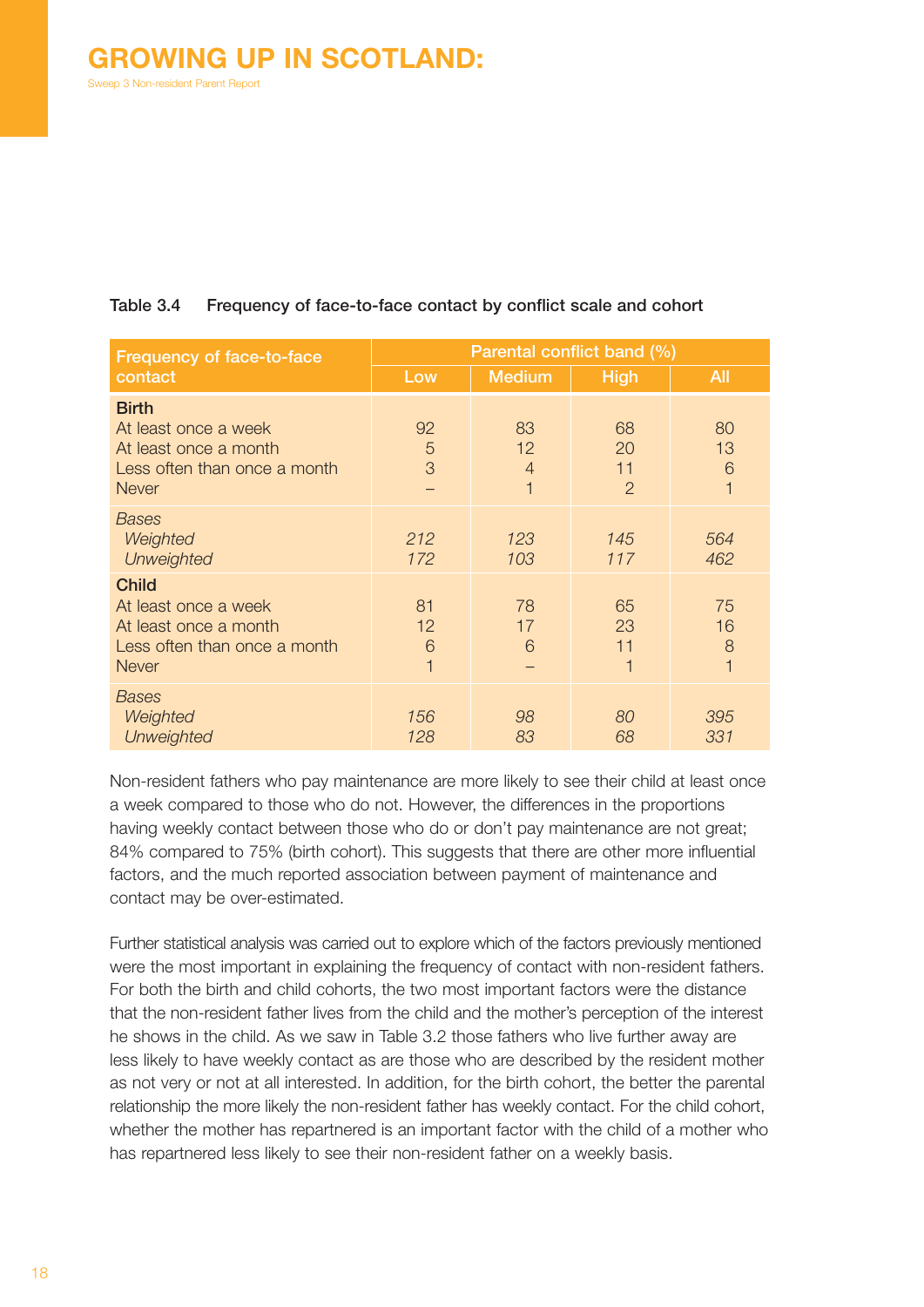Table 3.4 Frequency of face-to-face contact by conflict scale and cohort

| Frequency of face-to-face contact | Parental conflict band (%) | | | |
|---|---|---|---|---|
| | Low | Medium | High | All |
| **Birth** | | | | |
| At least once a week | 92 | 83 | 68 | 80 |
| At least once a month | 5 | 12 | 20 | 13 |
| Less often than once a month | 3 | 4 | 11 | 6 |
| Never | – | 1 | 2 | 1 |
| *Bases* | | | | |
| *Weighted* | *212* | *123* | *145* | *564* |
| *Unweighted* | *172* | *103* | *117* | *462* |
| **Child** | | | | |
| At least once a week | 81 | 78 | 65 | 75 |
| At least once a month | 12 | 17 | 23 | 16 |
| Less often than once a month | 6 | 6 | 11 | 8 |
| Never | 1 | – | 1 | 1 |
| *Bases* | | | | |
| *Weighted* | *156* | *98* | *80* | *395* |
| *Unweighted* | *128* | *83* | *68* | *331* |

Non-resident fathers who pay maintenance are more likely to see their child at least once a week compared to those who do not. However, the differences in the proportions having weekly contact between those who do or don't pay maintenance are not great; 84% compared to 75% (birth cohort). This suggests that there are other more influential factors, and the much reported association between payment of maintenance and contact may be over-estimated.

Further statistical analysis was carried out to explore which of the factors previously mentioned were the most important in explaining the frequency of contact with non-resident fathers. For both the birth and child cohorts, the two most important factors were the distance that the non-resident father lives from the child and the mother's perception of the interest he shows in the child. As we saw in Table 3.2 those fathers who live further away are less likely to have weekly contact as are those who are described by the resident mother as not very or not at all interested. In addition, for the birth cohort, the better the parental relationship the more likely the non-resident father has weekly contact. For the child cohort, whether the mother has repartnered is an important factor with the child of a mother who has repartnered less likely to see their non-resident father on a weekly basis.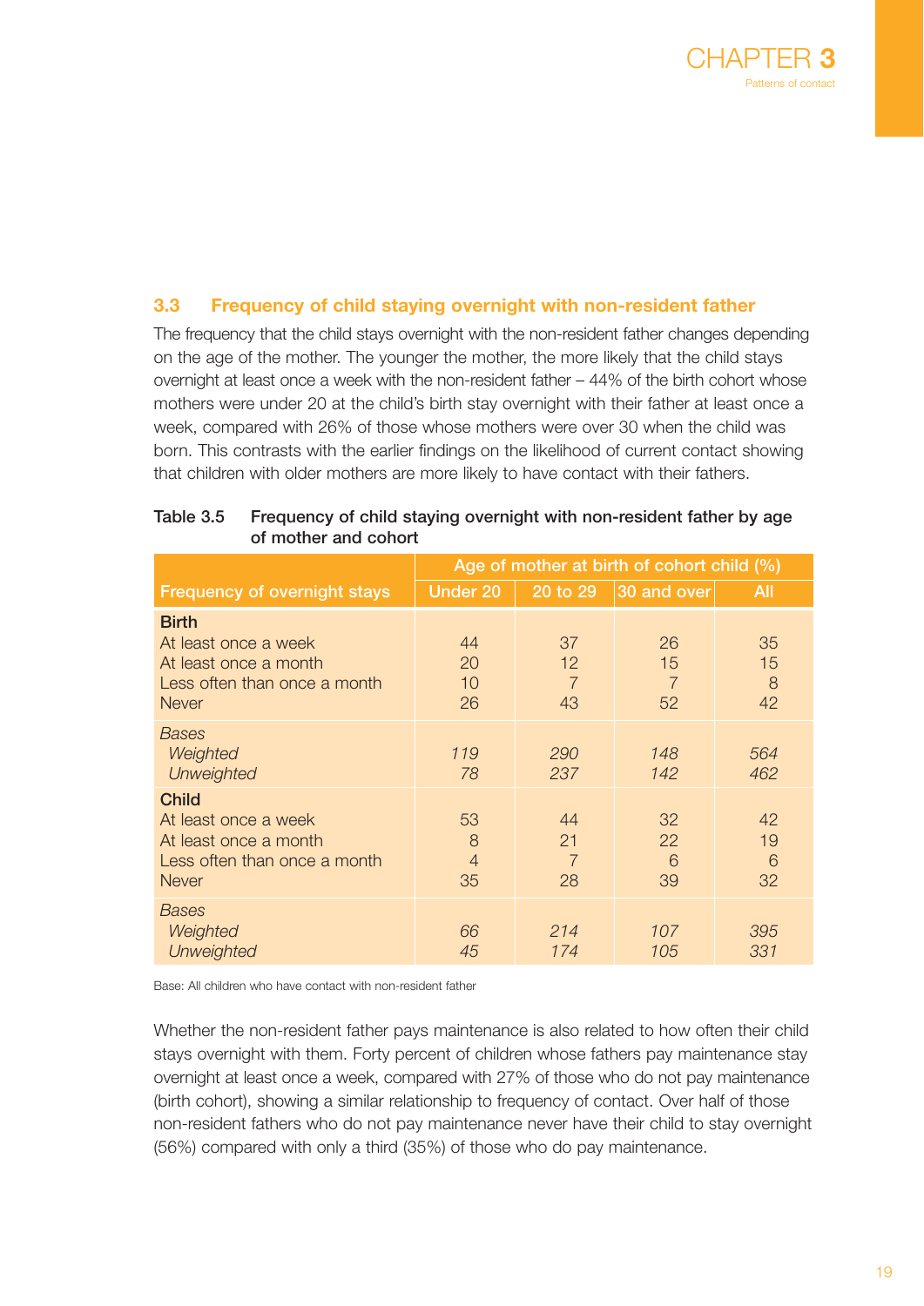## 3.3 Frequency of child staying overnight with non-resident father

The frequency that the child stays overnight with the non-resident father changes depending on the age of the mother. The younger the mother, the more likely that the child stays overnight at least once a week with the non-resident father – 44% of the birth cohort whose mothers were under 20 at the child's birth stay overnight with their father at least once a week, compared with 26% of those whose mothers were over 30 when the child was born. This contrasts with the earlier findings on the likelihood of current contact showing that children with older mothers are more likely to have contact with their fathers.

**Table 3.5 Frequency of child staying overnight with non-resident father by age of mother and cohort**

| | Age of mother at birth of cohort child (%) | | | |
|---|---|---|---|---|
| **Frequency of overnight stays** | **Under 20** | **20 to 29** | **30 and over** | **All** |
| **Birth** | | | | |
| At least once a week | 44 | 37 | 26 | 35 |
| At least once a month | 20 | 12 | 15 | 15 |
| Less often than once a month | 10 | 7 | 7 | 8 |
| Never | 26 | 43 | 52 | 42 |
| *Bases* | | | | |
| *Weighted* | *119* | *290* | *148* | *564* |
| *Unweighted* | *78* | *237* | *142* | *462* |
| **Child** | | | | |
| At least once a week | 53 | 44 | 32 | 42 |
| At least once a month | 8 | 21 | 22 | 19 |
| Less often than once a month | 4 | 7 | 6 | 6 |
| Never | 35 | 28 | 39 | 32 |
| *Bases* | | | | |
| *Weighted* | *66* | *214* | *107* | *395* |
| *Unweighted* | *45* | *174* | *105* | *331* |

Base: All children who have contact with non-resident father

Whether the non-resident father pays maintenance is also related to how often their child stays overnight with them. Forty percent of children whose fathers pay maintenance stay overnight at least once a week, compared with 27% of those who do not pay maintenance (birth cohort), showing a similar relationship to frequency of contact. Over half of those non-resident fathers who do not pay maintenance never have their child to stay overnight (56%) compared with only a third (35%) of those who do pay maintenance.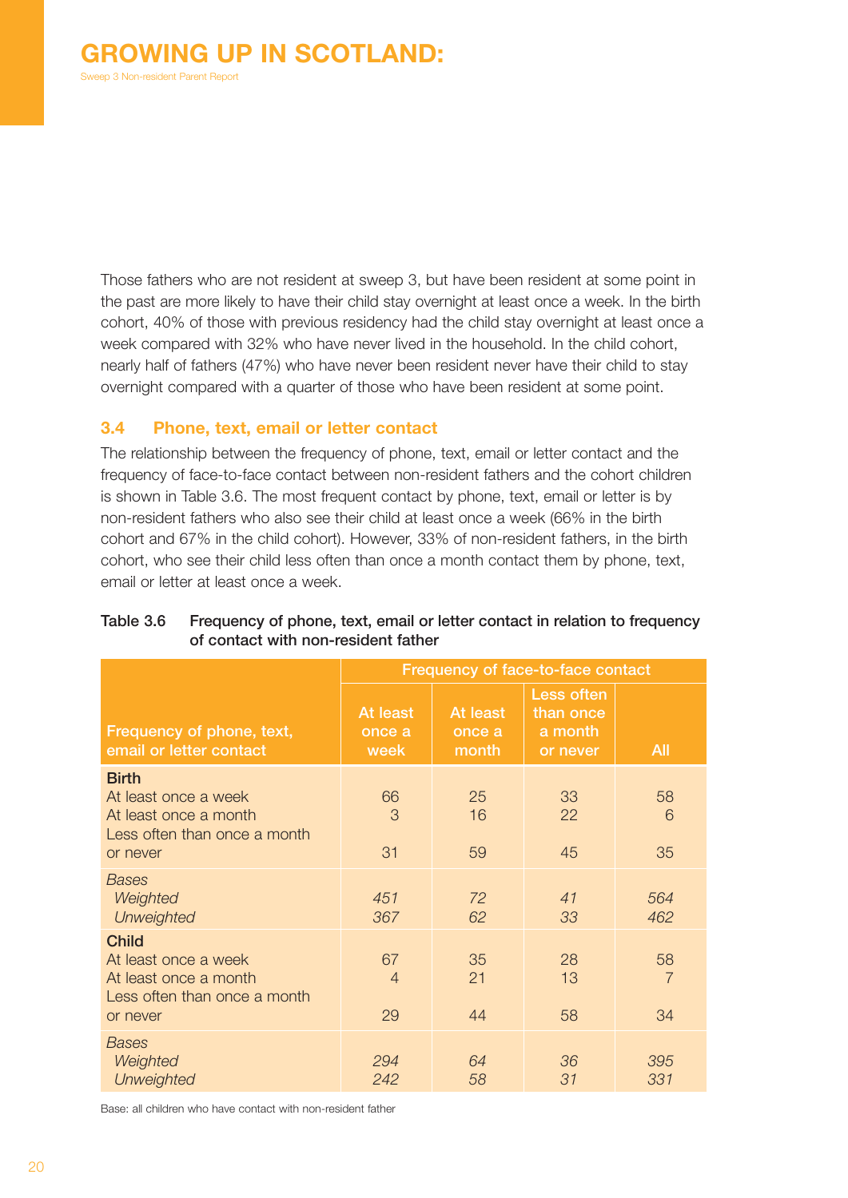Those fathers who are not resident at sweep 3, but have been resident at some point in the past are more likely to have their child stay overnight at least once a week. In the birth cohort, 40% of those with previous residency had the child stay overnight at least once a week compared with 32% who have never lived in the household. In the child cohort, nearly half of fathers (47%) who have never been resident never have their child to stay overnight compared with a quarter of those who have been resident at some point.

### 3.4 Phone, text, email or letter contact

The relationship between the frequency of phone, text, email or letter contact and the frequency of face-to-face contact between non-resident fathers and the cohort children is shown in Table 3.6. The most frequent contact by phone, text, email or letter is by non-resident fathers who also see their child at least once a week (66% in the birth cohort and 67% in the child cohort). However, 33% of non-resident fathers, in the birth cohort, who see their child less often than once a month contact them by phone, text, email or letter at least once a week.

**Table 3.6 Frequency of phone, text, email or letter contact in relation to frequency of contact with non-resident father**

| | Frequency of face-to-face contact | | | |
|---|---|---|---|---|
| Frequency of phone, text, email or letter contact | At least once a week | At least once a month | Less often than once a month or never | All |
| **Birth** | | | | |
| At least once a week | 66 | 25 | 33 | 58 |
| At least once a month | 3 | 16 | 22 | 6 |
| Less often than once a month or never | 31 | 59 | 45 | 35 |
| *Bases* | | | | |
| *Weighted* | *451* | *72* | *41* | *564* |
| *Unweighted* | *367* | *62* | *33* | *462* |
| **Child** | | | | |
| At least once a week | 67 | 35 | 28 | 58 |
| At least once a month | 4 | 21 | 13 | 7 |
| Less often than once a month or never | 29 | 44 | 58 | 34 |
| *Bases* | | | | |
| *Weighted* | *294* | *64* | *36* | *395* |
| *Unweighted* | *242* | *58* | *31* | *331* |

Base: all children who have contact with non-resident father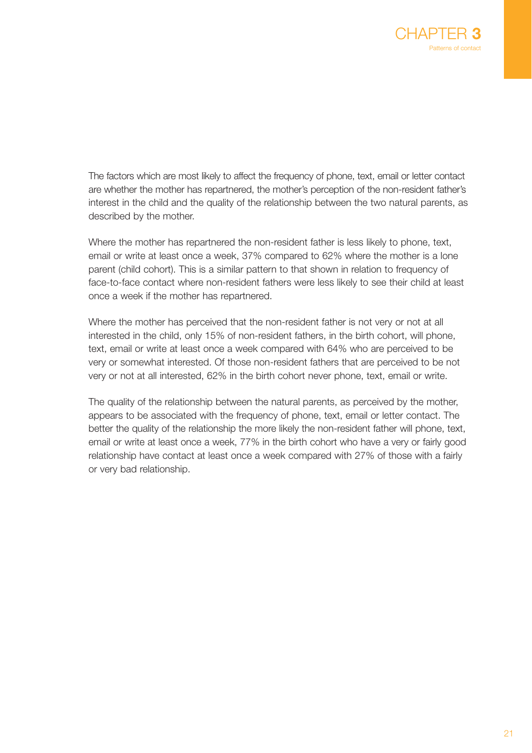The factors which are most likely to affect the frequency of phone, text, email or letter contact are whether the mother has repartnered, the mother's perception of the non-resident father's interest in the child and the quality of the relationship between the two natural parents, as described by the mother.

Where the mother has repartnered the non-resident father is less likely to phone, text, email or write at least once a week, 37% compared to 62% where the mother is a lone parent (child cohort). This is a similar pattern to that shown in relation to frequency of face-to-face contact where non-resident fathers were less likely to see their child at least once a week if the mother has repartnered.

Where the mother has perceived that the non-resident father is not very or not at all interested in the child, only 15% of non-resident fathers, in the birth cohort, will phone, text, email or write at least once a week compared with 64% who are perceived to be very or somewhat interested. Of those non-resident fathers that are perceived to be not very or not at all interested, 62% in the birth cohort never phone, text, email or write.

The quality of the relationship between the natural parents, as perceived by the mother, appears to be associated with the frequency of phone, text, email or letter contact. The better the quality of the relationship the more likely the non-resident father will phone, text, email or write at least once a week, 77% in the birth cohort who have a very or fairly good relationship have contact at least once a week compared with 27% of those with a fairly or very bad relationship.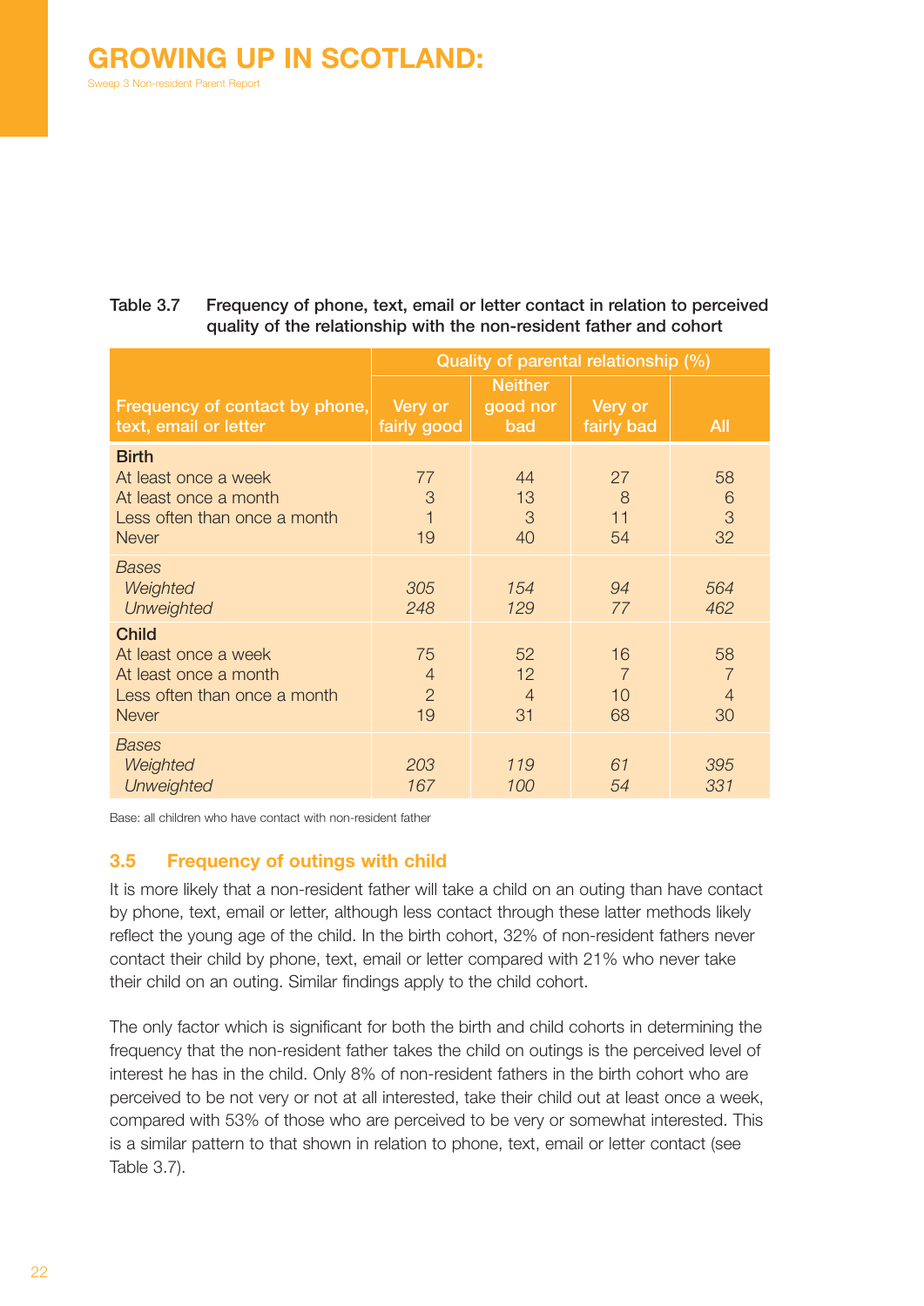Table 3.7 Frequency of phone, text, email or letter contact in relation to perceived quality of the relationship with the non-resident father and cohort

| Frequency of contact by phone, text, email or letter | Quality of parental relationship (%) | | | |
|---|---|---|---|---|
| | Very or fairly good | Neither good nor bad | Very or fairly bad | All |
| **Birth** | | | | |
| At least once a week | 77 | 44 | 27 | 58 |
| At least once a month | 3 | 13 | 8 | 6 |
| Less often than once a month | 1 | 3 | 11 | 3 |
| Never | 19 | 40 | 54 | 32 |
| *Bases* | | | | |
| *Weighted* | *305* | *154* | *94* | *564* |
| *Unweighted* | *248* | *129* | *77* | *462* |
| **Child** | | | | |
| At least once a week | 75 | 52 | 16 | 58 |
| At least once a month | 4 | 12 | 7 | 7 |
| Less often than once a month | 2 | 4 | 10 | 4 |
| Never | 19 | 31 | 68 | 30 |
| *Bases* | | | | |
| *Weighted* | *203* | *119* | *61* | *395* |
| *Unweighted* | *167* | *100* | *54* | *331* |

Base: all children who have contact with non-resident father

## 3.5 Frequency of outings with child

It is more likely that a non-resident father will take a child on an outing than have contact by phone, text, email or letter, although less contact through these latter methods likely reflect the young age of the child. In the birth cohort, 32% of non-resident fathers never contact their child by phone, text, email or letter compared with 21% who never take their child on an outing. Similar findings apply to the child cohort.

The only factor which is significant for both the birth and child cohorts in determining the frequency that the non-resident father takes the child on outings is the perceived level of interest he has in the child. Only 8% of non-resident fathers in the birth cohort who are perceived to be not very or not at all interested, take their child out at least once a week, compared with 53% of those who are perceived to be very or somewhat interested. This is a similar pattern to that shown in relation to phone, text, email or letter contact (see Table 3.7).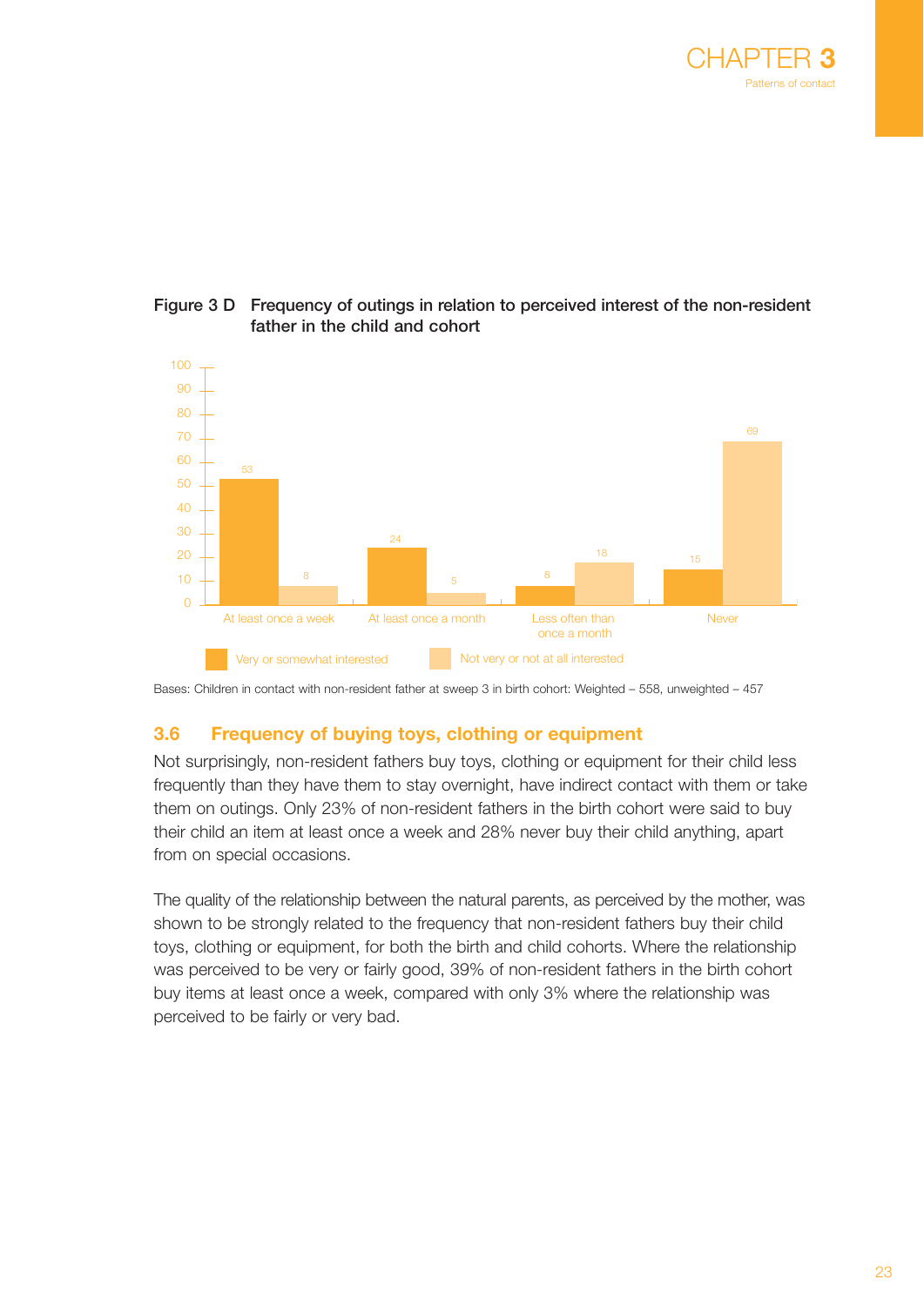**Figure 3 D Frequency of outings in relation to perceived interest of the non-resident father in the child and cohort**

| | Very or somewhat interested | Not very or not at all interested |
|---|---|---|
| At least once a week | 53 | 8 |
| At least once a month | 24 | 5 |
| Less often than once a month | 8 | 18 |
| Never | 15 | 69 |

Bases: Children in contact with non-resident father at sweep 3 in birth cohort: Weighted – 558, unweighted – 457

## 3.6 Frequency of buying toys, clothing or equipment

Not surprisingly, non-resident fathers buy toys, clothing or equipment for their child less frequently than they have them to stay overnight, have indirect contact with them or take them on outings. Only 23% of non-resident fathers in the birth cohort were said to buy their child an item at least once a week and 28% never buy their child anything, apart from on special occasions.

The quality of the relationship between the natural parents, as perceived by the mother, was shown to be strongly related to the frequency that non-resident fathers buy their child toys, clothing or equipment, for both the birth and child cohorts. Where the relationship was perceived to be very or fairly good, 39% of non-resident fathers in the birth cohort buy items at least once a week, compared with only 3% where the relationship was perceived to be fairly or very bad.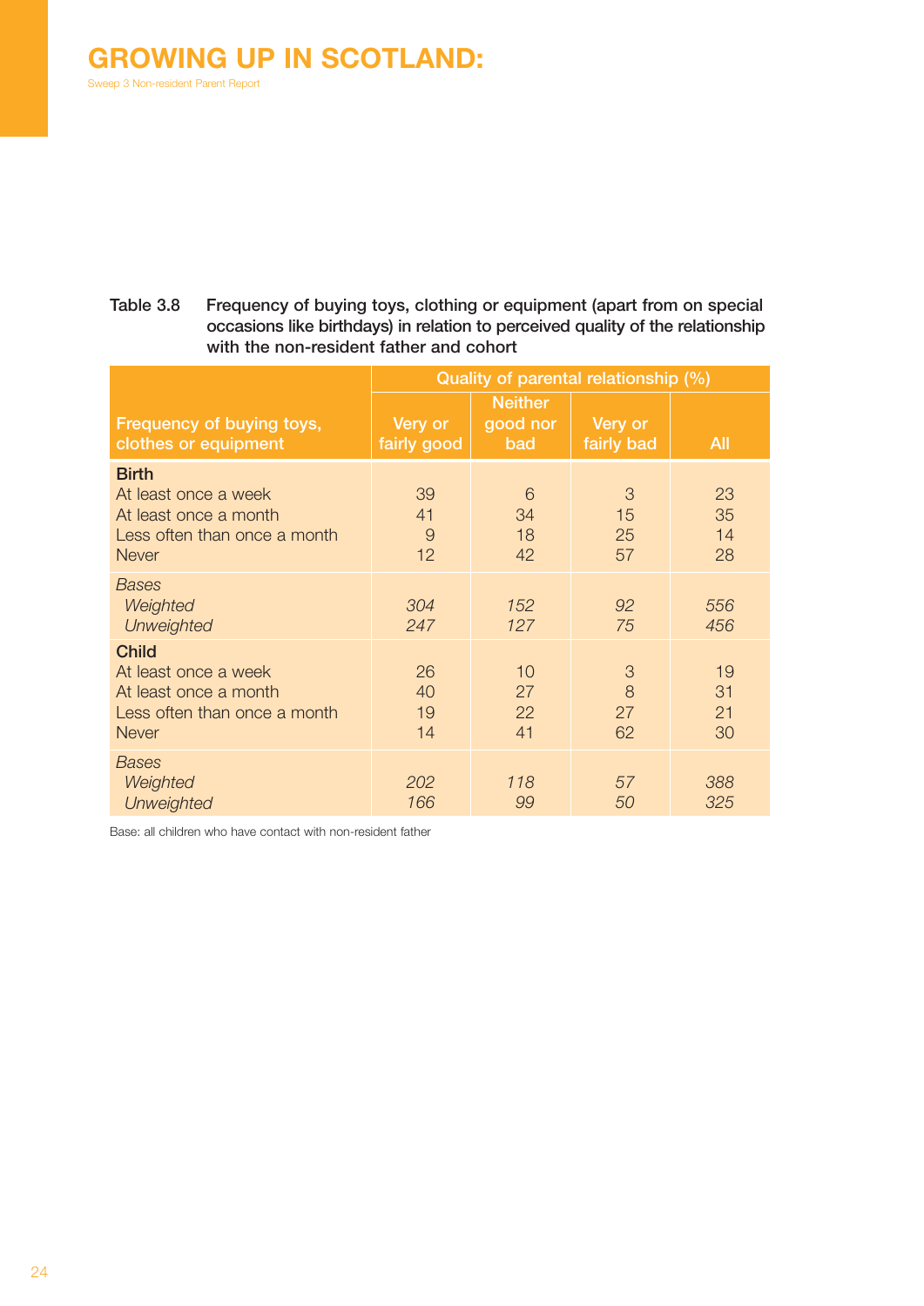Table 3.8 Frequency of buying toys, clothing or equipment (apart from on special occasions like birthdays) in relation to perceived quality of the relationship with the non-resident father and cohort

| Frequency of buying toys, clothes or equipment | Quality of parental relationship (%) | | | |
|---|---|---|---|---|
| | Very or fairly good | Neither good nor bad | Very or fairly bad | All |
| **Birth** | | | | |
| At least once a week | 39 | 6 | 3 | 23 |
| At least once a month | 41 | 34 | 15 | 35 |
| Less often than once a month | 9 | 18 | 25 | 14 |
| Never | 12 | 42 | 57 | 28 |
| *Bases* | | | | |
| *Weighted* | *304* | *152* | *92* | *556* |
| *Unweighted* | *247* | *127* | *75* | *456* |
| **Child** | | | | |
| At least once a week | 26 | 10 | 3 | 19 |
| At least once a month | 40 | 27 | 8 | 31 |
| Less often than once a month | 19 | 22 | 27 | 21 |
| Never | 14 | 41 | 62 | 30 |
| *Bases* | | | | |
| *Weighted* | *202* | *118* | *57* | *388* |
| *Unweighted* | *166* | *99* | *50* | *325* |

Base: all children who have contact with non-resident father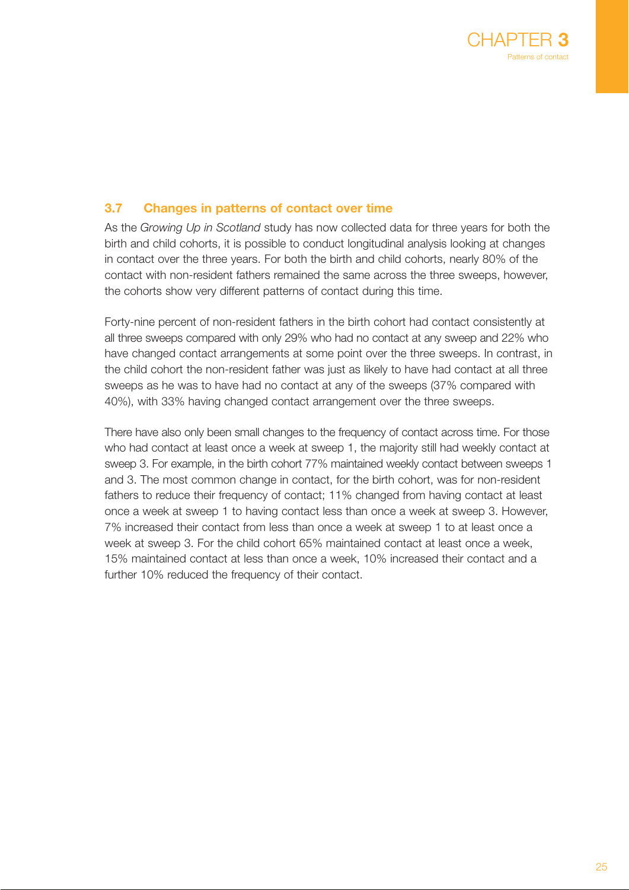### 3.7 Changes in patterns of contact over time

As the *Growing Up in Scotland* study has now collected data for three years for both the birth and child cohorts, it is possible to conduct longitudinal analysis looking at changes in contact over the three years. For both the birth and child cohorts, nearly 80% of the contact with non-resident fathers remained the same across the three sweeps, however, the cohorts show very different patterns of contact during this time.

Forty-nine percent of non-resident fathers in the birth cohort had contact consistently at all three sweeps compared with only 29% who had no contact at any sweep and 22% who have changed contact arrangements at some point over the three sweeps. In contrast, in the child cohort the non-resident father was just as likely to have had contact at all three sweeps as he was to have had no contact at any of the sweeps (37% compared with 40%), with 33% having changed contact arrangement over the three sweeps.

There have also only been small changes to the frequency of contact across time. For those who had contact at least once a week at sweep 1, the majority still had weekly contact at sweep 3. For example, in the birth cohort 77% maintained weekly contact between sweeps 1 and 3. The most common change in contact, for the birth cohort, was for non-resident fathers to reduce their frequency of contact; 11% changed from having contact at least once a week at sweep 1 to having contact less than once a week at sweep 3. However, 7% increased their contact from less than once a week at sweep 1 to at least once a week at sweep 3. For the child cohort 65% maintained contact at least once a week, 15% maintained contact at less than once a week, 10% increased their contact and a further 10% reduced the frequency of their contact.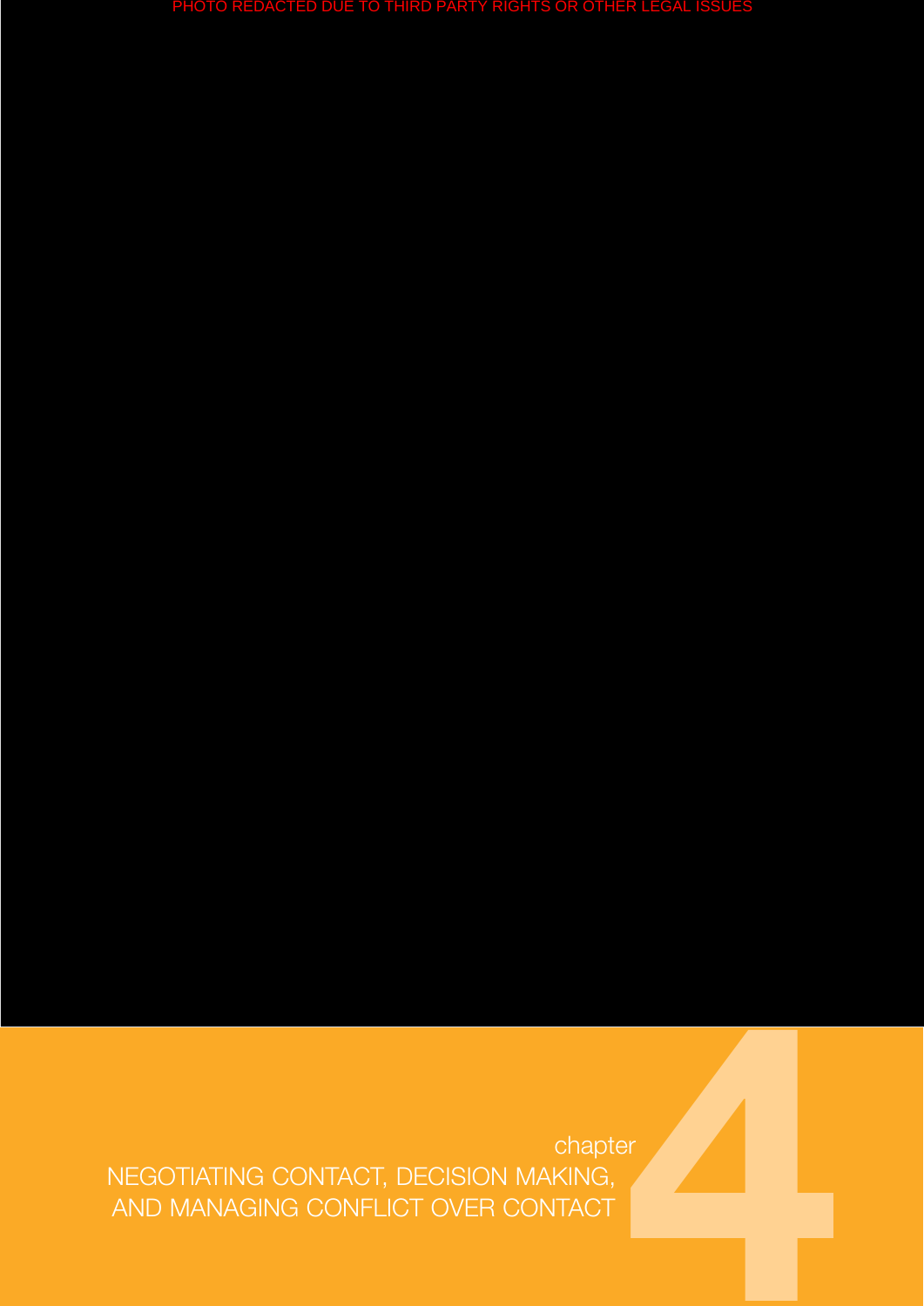PHOTO REDACTED DUE TO THIRD PARTY RIGHTS OR OTHER LEGAL ISSUES

chapter

# 4 NEGOTIATING CONTACT, DECISION MAKING, AND MANAGING CONFLICT OVER CONTACT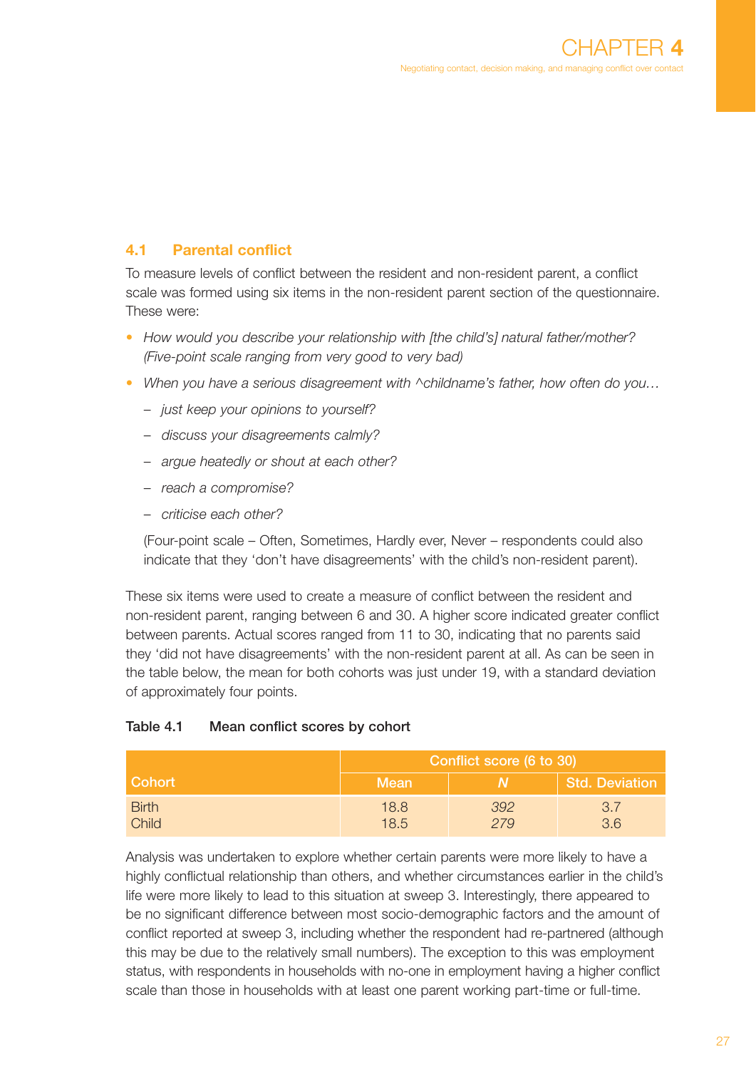## 4.1 Parental conflict

To measure levels of conflict between the resident and non-resident parent, a conflict scale was formed using six items in the non-resident parent section of the questionnaire. These were:

- *How would you describe your relationship with [the child's] natural father/mother? (Five-point scale ranging from very good to very bad)*
- *When you have a serious disagreement with ^childname's father, how often do you…*
  - *just keep your opinions to yourself?*
  - *discuss your disagreements calmly?*
  - *argue heatedly or shout at each other?*
  - *reach a compromise?*
  - *criticise each other?*

  (Four-point scale – Often, Sometimes, Hardly ever, Never – respondents could also indicate that they 'don't have disagreements' with the child's non-resident parent).

These six items were used to create a measure of conflict between the resident and non-resident parent, ranging between 6 and 30. A higher score indicated greater conflict between parents. Actual scores ranged from 11 to 30, indicating that no parents said they 'did not have disagreements' with the non-resident parent at all. As can be seen in the table below, the mean for both cohorts was just under 19, with a standard deviation of approximately four points.

**Table 4.1 Mean conflict scores by cohort**

| Cohort | Conflict score (6 to 30) | | |
|---|---|---|---|
| | Mean | *N* | Std. Deviation |
| Birth | 18.8 | *392* | 3.7 |
| Child | 18.5 | *279* | 3.6 |

Analysis was undertaken to explore whether certain parents were more likely to have a highly conflictual relationship than others, and whether circumstances earlier in the child's life were more likely to lead to this situation at sweep 3. Interestingly, there appeared to be no significant difference between most socio-demographic factors and the amount of conflict reported at sweep 3, including whether the respondent had re-partnered (although this may be due to the relatively small numbers). The exception to this was employment status, with respondents in households with no-one in employment having a higher conflict scale than those in households with at least one parent working part-time or full-time.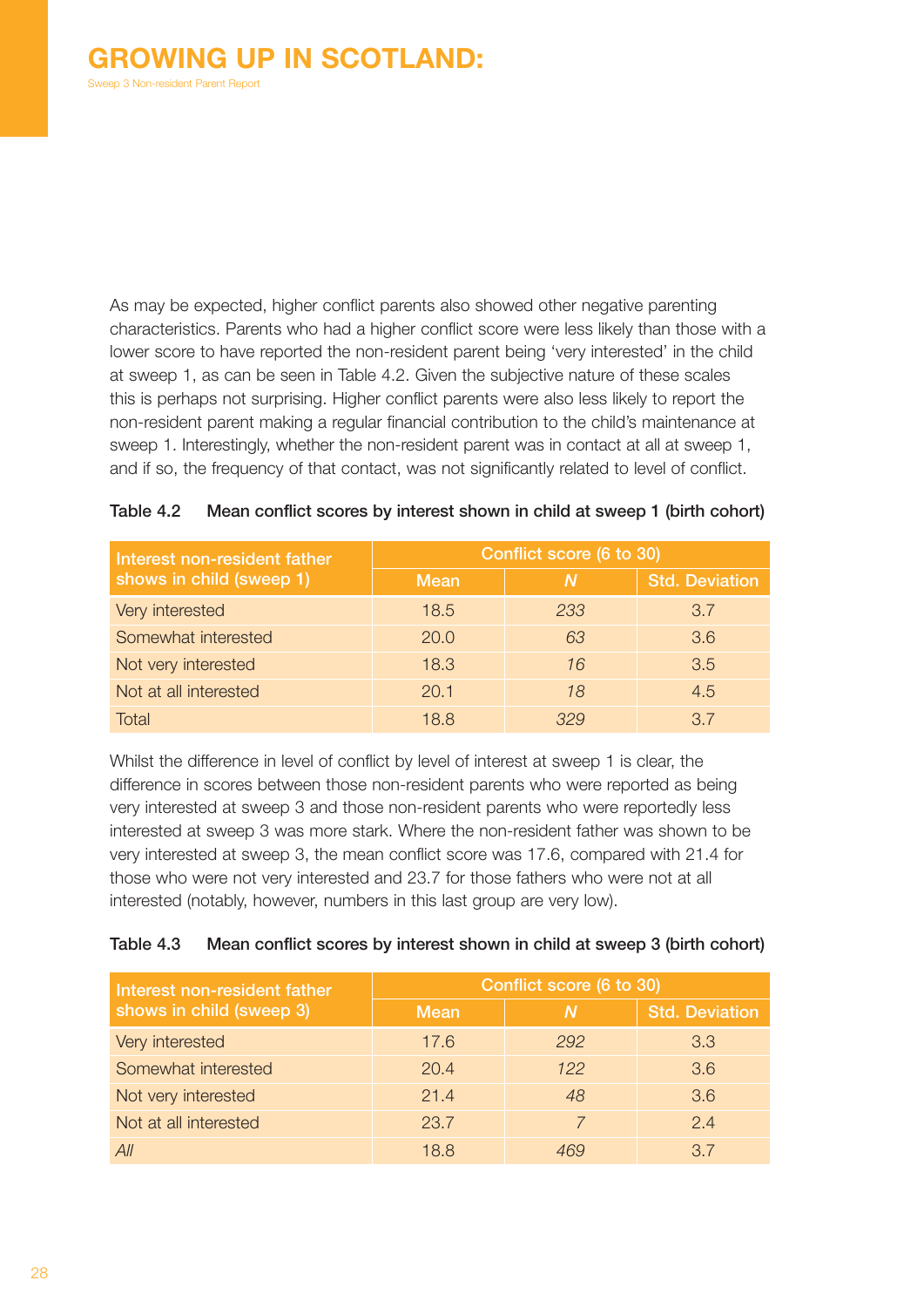As may be expected, higher conflict parents also showed other negative parenting characteristics. Parents who had a higher conflict score were less likely than those with a lower score to have reported the non-resident parent being 'very interested' in the child at sweep 1, as can be seen in Table 4.2. Given the subjective nature of these scales this is perhaps not surprising. Higher conflict parents were also less likely to report the non-resident parent making a regular financial contribution to the child's maintenance at sweep 1. Interestingly, whether the non-resident parent was in contact at all at sweep 1, and if so, the frequency of that contact, was not significantly related to level of conflict.

**Table 4.2 Mean conflict scores by interest shown in child at sweep 1 (birth cohort)**

| Interest non-resident father shows in child (sweep 1) | Conflict score (6 to 30) | | |
|---|---|---|---|
| | Mean | *N* | Std. Deviation |
| Very interested | 18.5 | *233* | 3.7 |
| Somewhat interested | 20.0 | *63* | 3.6 |
| Not very interested | 18.3 | *16* | 3.5 |
| Not at all interested | 20.1 | *18* | 4.5 |
| Total | 18.8 | *329* | 3.7 |

Whilst the difference in level of conflict by level of interest at sweep 1 is clear, the difference in scores between those non-resident parents who were reported as being very interested at sweep 3 and those non-resident parents who were reportedly less interested at sweep 3 was more stark. Where the non-resident father was shown to be very interested at sweep 3, the mean conflict score was 17.6, compared with 21.4 for those who were not very interested and 23.7 for those fathers who were not at all interested (notably, however, numbers in this last group are very low).

**Table 4.3 Mean conflict scores by interest shown in child at sweep 3 (birth cohort)**

| Interest non-resident father shows in child (sweep 3) | Conflict score (6 to 30) | | |
|---|---|---|---|
| | Mean | *N* | Std. Deviation |
| Very interested | 17.6 | *292* | 3.3 |
| Somewhat interested | 20.4 | *122* | 3.6 |
| Not very interested | 21.4 | *48* | 3.6 |
| Not at all interested | 23.7 | *7* | 2.4 |
| *All* | 18.8 | *469* | 3.7 |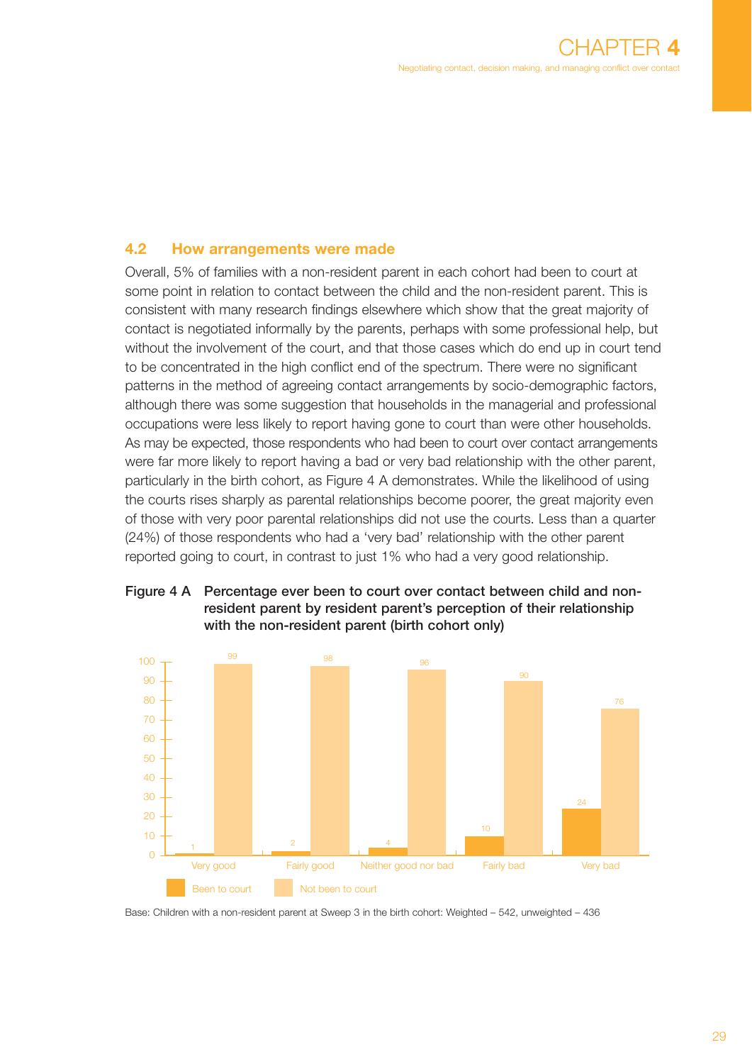## 4.2 How arrangements were made

Overall, 5% of families with a non-resident parent in each cohort had been to court at some point in relation to contact between the child and the non-resident parent. This is consistent with many research findings elsewhere which show that the great majority of contact is negotiated informally by the parents, perhaps with some professional help, but without the involvement of the court, and that those cases which do end up in court tend to be concentrated in the high conflict end of the spectrum. There were no significant patterns in the method of agreeing contact arrangements by socio-demographic factors, although there was some suggestion that households in the managerial and professional occupations were less likely to report having gone to court than were other households. As may be expected, those respondents who had been to court over contact arrangements were far more likely to report having a bad or very bad relationship with the other parent, particularly in the birth cohort, as Figure 4 A demonstrates. While the likelihood of using the courts rises sharply as parental relationships become poorer, the great majority even of those with very poor parental relationships did not use the courts. Less than a quarter (24%) of those respondents who had a 'very bad' relationship with the other parent reported going to court, in contrast to just 1% who had a very good relationship.

**Figure 4 A Percentage ever been to court over contact between child and non-resident parent by resident parent's perception of their relationship with the non-resident parent (birth cohort only)**

| | Been to court | Not been to court |
|---|---|---|
| Very good | 1 | 99 |
| Fairly good | 2 | 98 |
| Neither good nor bad | 4 | 96 |
| Fairly bad | 10 | 90 |
| Very bad | 24 | 76 |

Base: Children with a non-resident parent at Sweep 3 in the birth cohort: Weighted – 542, unweighted – 436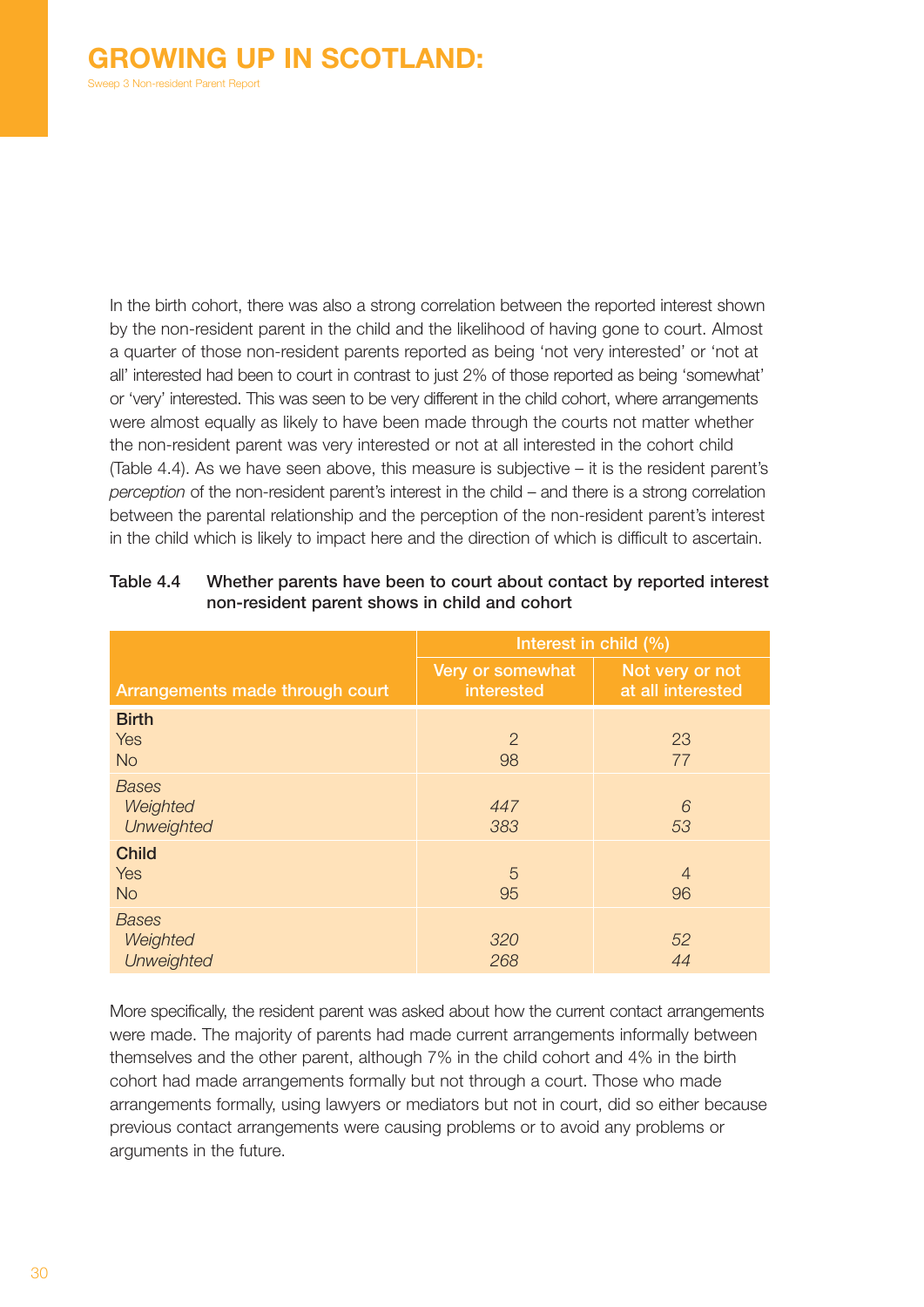In the birth cohort, there was also a strong correlation between the reported interest shown by the non-resident parent in the child and the likelihood of having gone to court. Almost a quarter of those non-resident parents reported as being 'not very interested' or 'not at all' interested had been to court in contrast to just 2% of those reported as being 'somewhat' or 'very' interested. This was seen to be very different in the child cohort, where arrangements were almost equally as likely to have been made through the courts not matter whether the non-resident parent was very interested or not at all interested in the cohort child (Table 4.4). As we have seen above, this measure is subjective – it is the resident parent's *perception* of the non-resident parent's interest in the child – and there is a strong correlation between the parental relationship and the perception of the non-resident parent's interest in the child which is likely to impact here and the direction of which is difficult to ascertain.

**Table 4.4 Whether parents have been to court about contact by reported interest non-resident parent shows in child and cohort**

| Arrangements made through court | Interest in child (%) | |
|---|---|---|
| | Very or somewhat interested | Not very or not at all interested |
| **Birth** | | |
| Yes | 2 | 23 |
| No | 98 | 77 |
| *Bases* | | |
| *Weighted* | *447* | *6* |
| *Unweighted* | *383* | *53* |
| **Child** | | |
| Yes | 5 | 4 |
| No | 95 | 96 |
| *Bases* | | |
| *Weighted* | *320* | *52* |
| *Unweighted* | *268* | *44* |

More specifically, the resident parent was asked about how the current contact arrangements were made. The majority of parents had made current arrangements informally between themselves and the other parent, although 7% in the child cohort and 4% in the birth cohort had made arrangements formally but not through a court. Those who made arrangements formally, using lawyers or mediators but not in court, did so either because previous contact arrangements were causing problems or to avoid any problems or arguments in the future.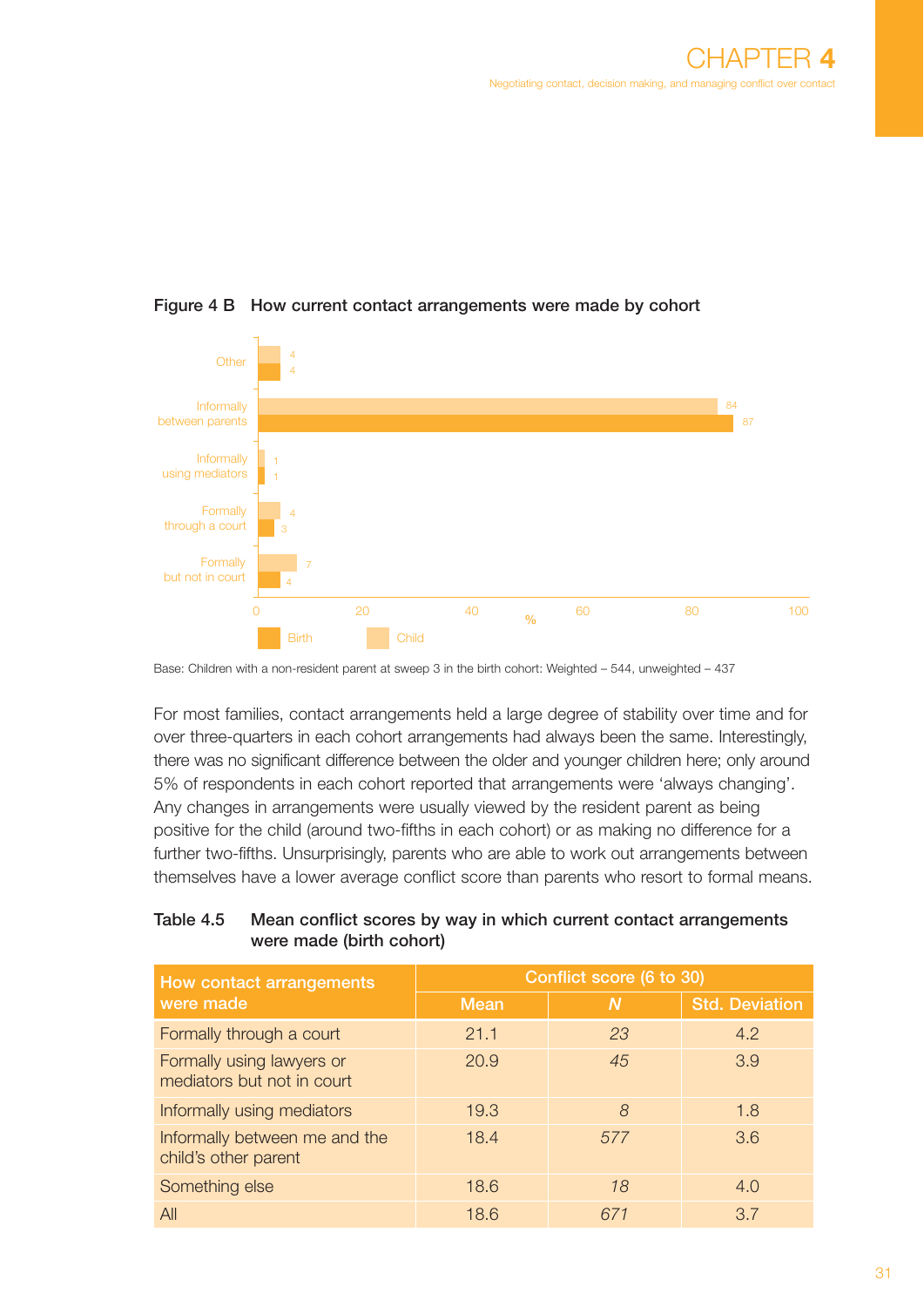**Figure 4 B How current contact arrangements were made by cohort**

| | Birth | Child |
|---|---|---|
| Other | 4 | 4 |
| Informally between parents | 87 | 84 |
| Informally using mediators | 1 | 1 |
| Formally through a court | 3 | 4 |
| Formally but not in court | 4 | 7 |

Base: Children with a non-resident parent at sweep 3 in the birth cohort: Weighted – 544, unweighted – 437

For most families, contact arrangements held a large degree of stability over time and for over three-quarters in each cohort arrangements had always been the same. Interestingly, there was no significant difference between the older and younger children here; only around 5% of respondents in each cohort reported that arrangements were 'always changing'. Any changes in arrangements were usually viewed by the resident parent as being positive for the child (around two-fifths in each cohort) or as making no difference for a further two-fifths. Unsurprisingly, parents who are able to work out arrangements between themselves have a lower average conflict score than parents who resort to formal means.

**Table 4.5 Mean conflict scores by way in which current contact arrangements were made (birth cohort)**

| How contact arrangements were made | Conflict score (6 to 30) | | |
|---|---|---|---|
| | Mean | *N* | Std. Deviation |
| Formally through a court | 21.1 | *23* | 4.2 |
| Formally using lawyers or mediators but not in court | 20.9 | *45* | 3.9 |
| Informally using mediators | 19.3 | *8* | 1.8 |
| Informally between me and the child's other parent | 18.4 | *577* | 3.6 |
| Something else | 18.6 | *18* | 4.0 |
| All | 18.6 | *671* | 3.7 |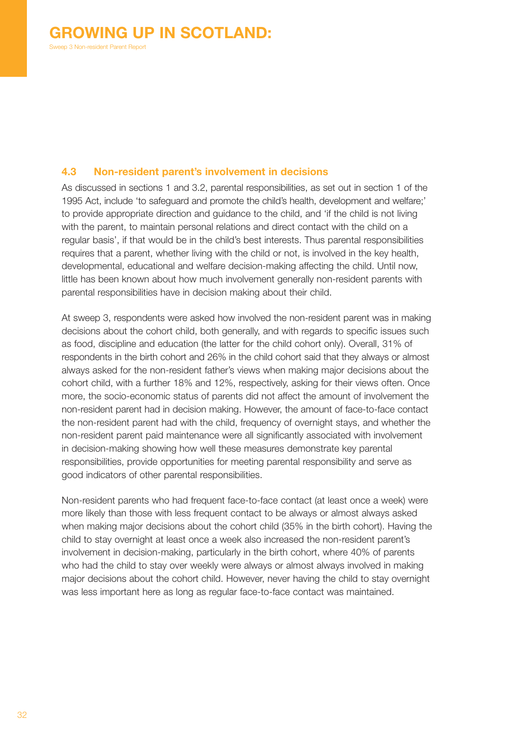## 4.3 Non-resident parent's involvement in decisions

As discussed in sections 1 and 3.2, parental responsibilities, as set out in section 1 of the 1995 Act, include 'to safeguard and promote the child's health, development and welfare;' to provide appropriate direction and guidance to the child, and 'if the child is not living with the parent, to maintain personal relations and direct contact with the child on a regular basis', if that would be in the child's best interests. Thus parental responsibilities requires that a parent, whether living with the child or not, is involved in the key health, developmental, educational and welfare decision-making affecting the child. Until now, little has been known about how much involvement generally non-resident parents with parental responsibilities have in decision making about their child.

At sweep 3, respondents were asked how involved the non-resident parent was in making decisions about the cohort child, both generally, and with regards to specific issues such as food, discipline and education (the latter for the child cohort only). Overall, 31% of respondents in the birth cohort and 26% in the child cohort said that they always or almost always asked for the non-resident father's views when making major decisions about the cohort child, with a further 18% and 12%, respectively, asking for their views often. Once more, the socio-economic status of parents did not affect the amount of involvement the non-resident parent had in decision making. However, the amount of face-to-face contact the non-resident parent had with the child, frequency of overnight stays, and whether the non-resident parent paid maintenance were all significantly associated with involvement in decision-making showing how well these measures demonstrate key parental responsibilities, provide opportunities for meeting parental responsibility and serve as good indicators of other parental responsibilities.

Non-resident parents who had frequent face-to-face contact (at least once a week) were more likely than those with less frequent contact to be always or almost always asked when making major decisions about the cohort child (35% in the birth cohort). Having the child to stay overnight at least once a week also increased the non-resident parent's involvement in decision-making, particularly in the birth cohort, where 40% of parents who had the child to stay over weekly were always or almost always involved in making major decisions about the cohort child. However, never having the child to stay overnight was less important here as long as regular face-to-face contact was maintained.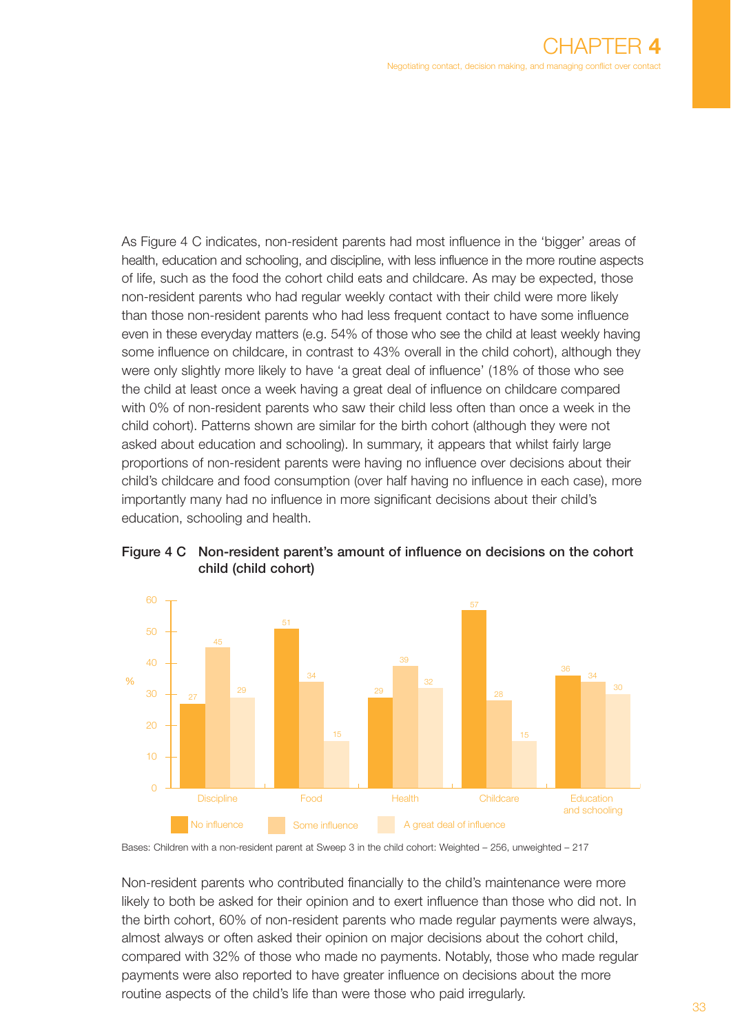As Figure 4 C indicates, non-resident parents had most influence in the 'bigger' areas of health, education and schooling, and discipline, with less influence in the more routine aspects of life, such as the food the cohort child eats and childcare. As may be expected, those non-resident parents who had regular weekly contact with their child were more likely than those non-resident parents who had less frequent contact to have some influence even in these everyday matters (e.g. 54% of those who see the child at least weekly having some influence on childcare, in contrast to 43% overall in the child cohort), although they were only slightly more likely to have 'a great deal of influence' (18% of those who see the child at least once a week having a great deal of influence on childcare compared with 0% of non-resident parents who saw their child less often than once a week in the child cohort). Patterns shown are similar for the birth cohort (although they were not asked about education and schooling). In summary, it appears that whilst fairly large proportions of non-resident parents were having no influence over decisions about their child's childcare and food consumption (over half having no influence in each case), more importantly many had no influence in more significant decisions about their child's education, schooling and health.

**Figure 4 C  Non-resident parent's amount of influence on decisions on the cohort child (child cohort)**

| % | No influence | Some influence | A great deal of influence |
|---|---|---|---|
| Discipline | 27 | 45 | 29 |
| Food | 51 | 34 | 15 |
| Health | 29 | 39 | 32 |
| Childcare | 57 | 28 | 15 |
| Education and schooling | 36 | 34 | 30 |

Bases: Children with a non-resident parent at Sweep 3 in the child cohort: Weighted – 256, unweighted – 217

Non-resident parents who contributed financially to the child's maintenance were more likely to both be asked for their opinion and to exert influence than those who did not. In the birth cohort, 60% of non-resident parents who made regular payments were always, almost always or often asked their opinion on major decisions about the cohort child, compared with 32% of those who made no payments. Notably, those who made regular payments were also reported to have greater influence on decisions about the more routine aspects of the child's life than were those who paid irregularly.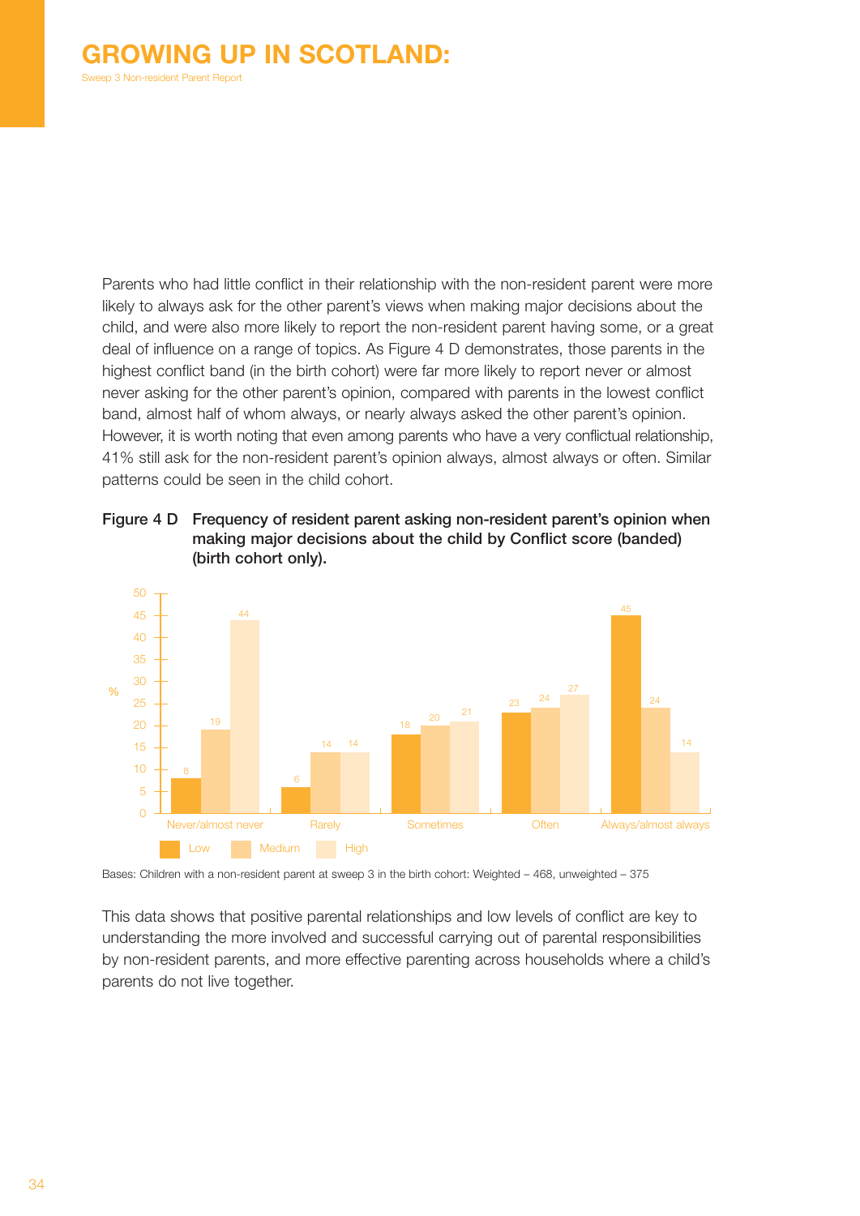Parents who had little conflict in their relationship with the non-resident parent were more likely to always ask for the other parent's views when making major decisions about the child, and were also more likely to report the non-resident parent having some, or a great deal of influence on a range of topics. As Figure 4 D demonstrates, those parents in the highest conflict band (in the birth cohort) were far more likely to report never or almost never asking for the other parent's opinion, compared with parents in the lowest conflict band, almost half of whom always, or nearly always asked the other parent's opinion. However, it is worth noting that even among parents who have a very conflictual relationship, 41% still ask for the non-resident parent's opinion always, almost always or often. Similar patterns could be seen in the child cohort.

**Figure 4 D  Frequency of resident parent asking non-resident parent's opinion when making major decisions about the child by Conflict score (banded) (birth cohort only).**

| % | Low | Medium | High |
|---|---|---|---|
| Never/almost never | 8 | 19 | 44 |
| Rarely | 6 | 14 | 14 |
| Sometimes | 18 | 20 | 21 |
| Often | 23 | 24 | 27 |
| Always/almost always | 45 | 24 | 14 |

Bases: Children with a non-resident parent at sweep 3 in the birth cohort: Weighted – 468, unweighted – 375

This data shows that positive parental relationships and low levels of conflict are key to understanding the more involved and successful carrying out of parental responsibilities by non-resident parents, and more effective parenting across households where a child's parents do not live together.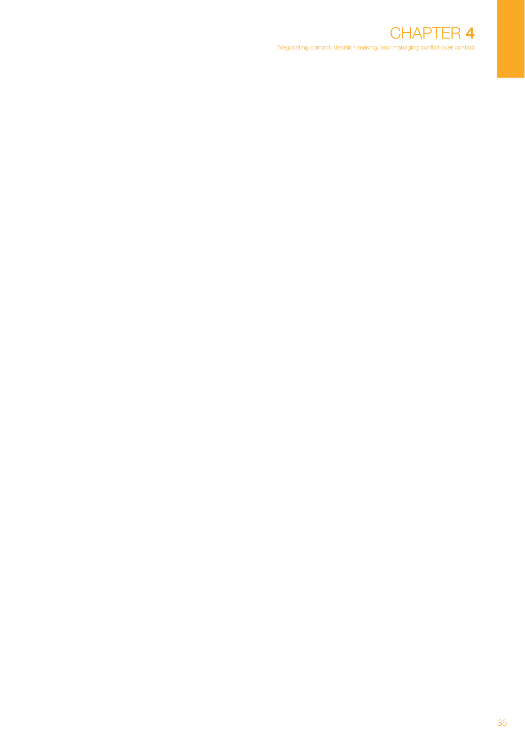# CHAPTER 4

Negotiating contact, decision making, and managing conflict over contact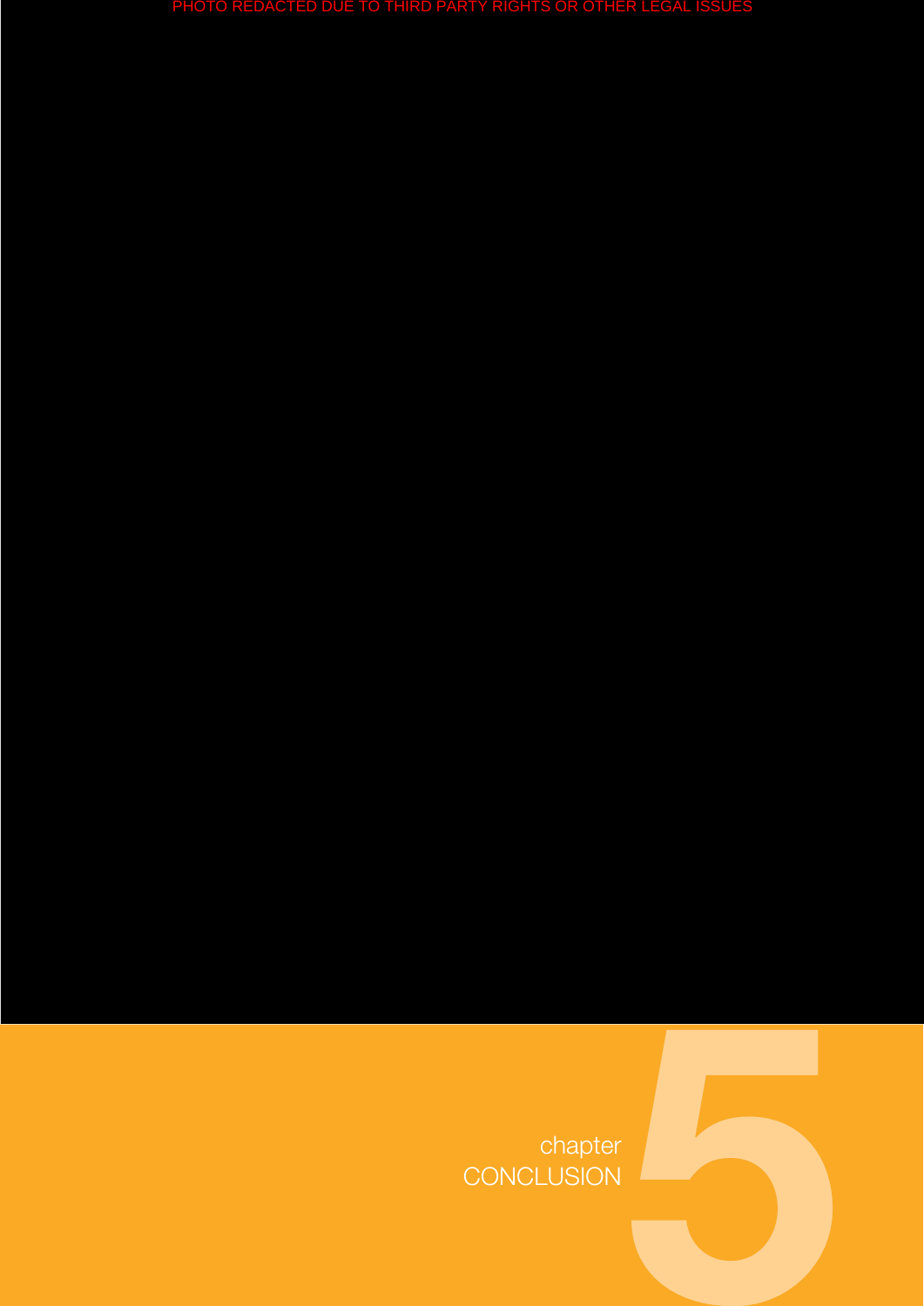PHOTO REDACTED DUE TO THIRD PARTY RIGHTS OR OTHER LEGAL ISSUES

# chapter 5 CONCLUSION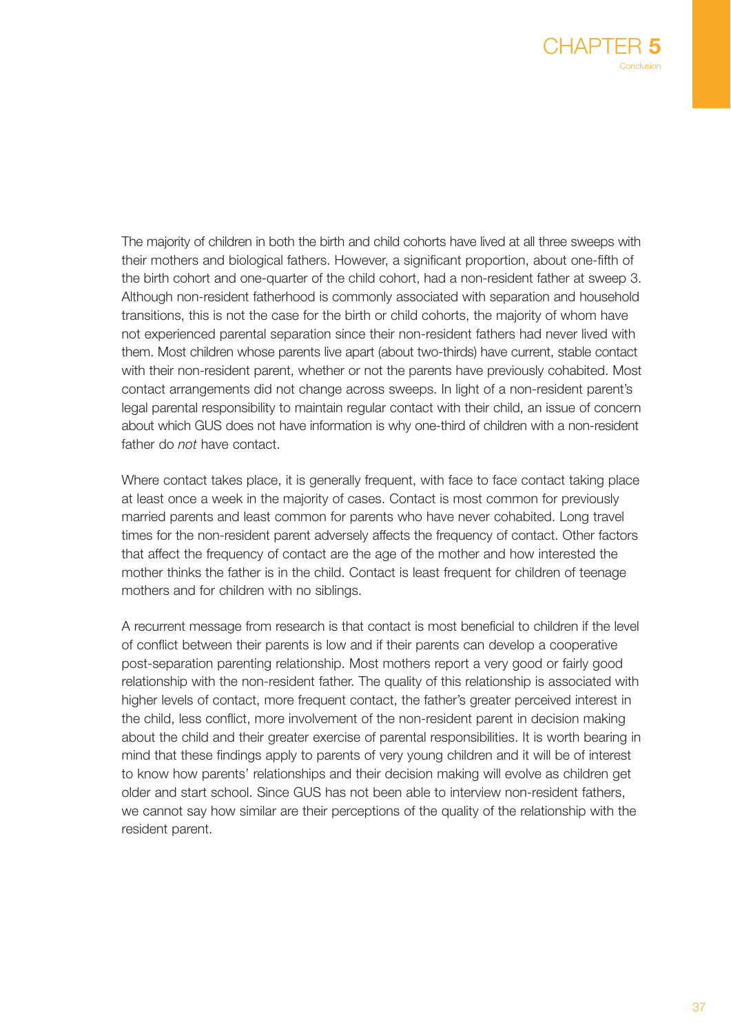# CHAPTER 5

Conclusion

The majority of children in both the birth and child cohorts have lived at all three sweeps with their mothers and biological fathers. However, a significant proportion, about one-fifth of the birth cohort and one-quarter of the child cohort, had a non-resident father at sweep 3. Although non-resident fatherhood is commonly associated with separation and household transitions, this is not the case for the birth or child cohorts, the majority of whom have not experienced parental separation since their non-resident fathers had never lived with them. Most children whose parents live apart (about two-thirds) have current, stable contact with their non-resident parent, whether or not the parents have previously cohabited. Most contact arrangements did not change across sweeps. In light of a non-resident parent's legal parental responsibility to maintain regular contact with their child, an issue of concern about which GUS does not have information is why one-third of children with a non-resident father do *not* have contact.

Where contact takes place, it is generally frequent, with face to face contact taking place at least once a week in the majority of cases. Contact is most common for previously married parents and least common for parents who have never cohabited. Long travel times for the non-resident parent adversely affects the frequency of contact. Other factors that affect the frequency of contact are the age of the mother and how interested the mother thinks the father is in the child. Contact is least frequent for children of teenage mothers and for children with no siblings.

A recurrent message from research is that contact is most beneficial to children if the level of conflict between their parents is low and if their parents can develop a cooperative post-separation parenting relationship. Most mothers report a very good or fairly good relationship with the non-resident father. The quality of this relationship is associated with higher levels of contact, more frequent contact, the father's greater perceived interest in the child, less conflict, more involvement of the non-resident parent in decision making about the child and their greater exercise of parental responsibilities. It is worth bearing in mind that these findings apply to parents of very young children and it will be of interest to know how parents' relationships and their decision making will evolve as children get older and start school. Since GUS has not been able to interview non-resident fathers, we cannot say how similar are their perceptions of the quality of the relationship with the resident parent.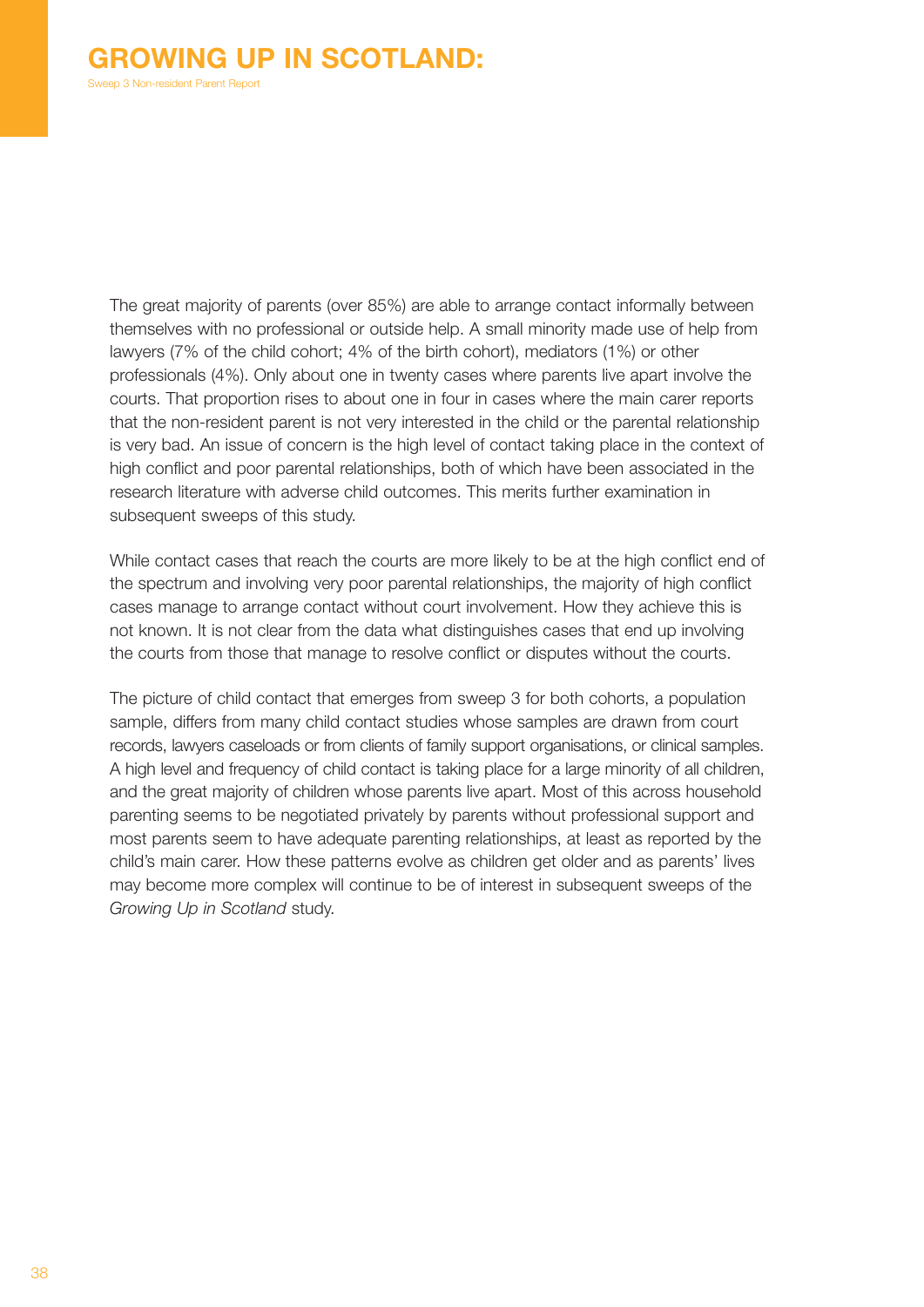The great majority of parents (over 85%) are able to arrange contact informally between themselves with no professional or outside help. A small minority made use of help from lawyers (7% of the child cohort; 4% of the birth cohort), mediators (1%) or other professionals (4%). Only about one in twenty cases where parents live apart involve the courts. That proportion rises to about one in four in cases where the main carer reports that the non-resident parent is not very interested in the child or the parental relationship is very bad. An issue of concern is the high level of contact taking place in the context of high conflict and poor parental relationships, both of which have been associated in the research literature with adverse child outcomes. This merits further examination in subsequent sweeps of this study.

While contact cases that reach the courts are more likely to be at the high conflict end of the spectrum and involving very poor parental relationships, the majority of high conflict cases manage to arrange contact without court involvement. How they achieve this is not known. It is not clear from the data what distinguishes cases that end up involving the courts from those that manage to resolve conflict or disputes without the courts.

The picture of child contact that emerges from sweep 3 for both cohorts, a population sample, differs from many child contact studies whose samples are drawn from court records, lawyers caseloads or from clients of family support organisations, or clinical samples. A high level and frequency of child contact is taking place for a large minority of all children, and the great majority of children whose parents live apart. Most of this across household parenting seems to be negotiated privately by parents without professional support and most parents seem to have adequate parenting relationships, at least as reported by the child's main carer. How these patterns evolve as children get older and as parents' lives may become more complex will continue to be of interest in subsequent sweeps of the *Growing Up in Scotland* study.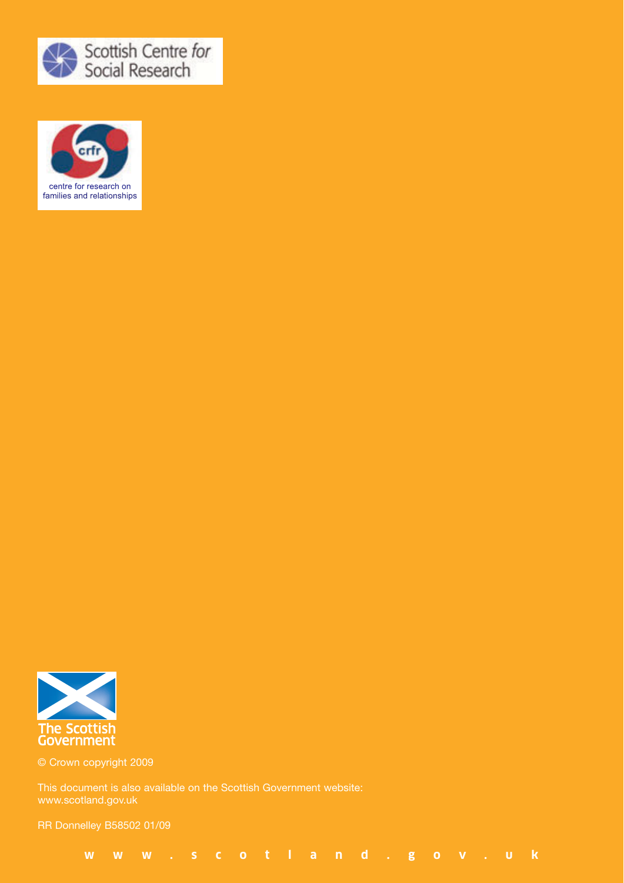Scottish Centre *for* Social Research

crfr

centre for research on families and relationships

The Scottish Government

© Crown copyright 2009

This document is also available on the Scottish Government website:
www.scotland.gov.uk

RR Donnelley B58502 01/09

w w w . s c o t l a n d . g o v . u k